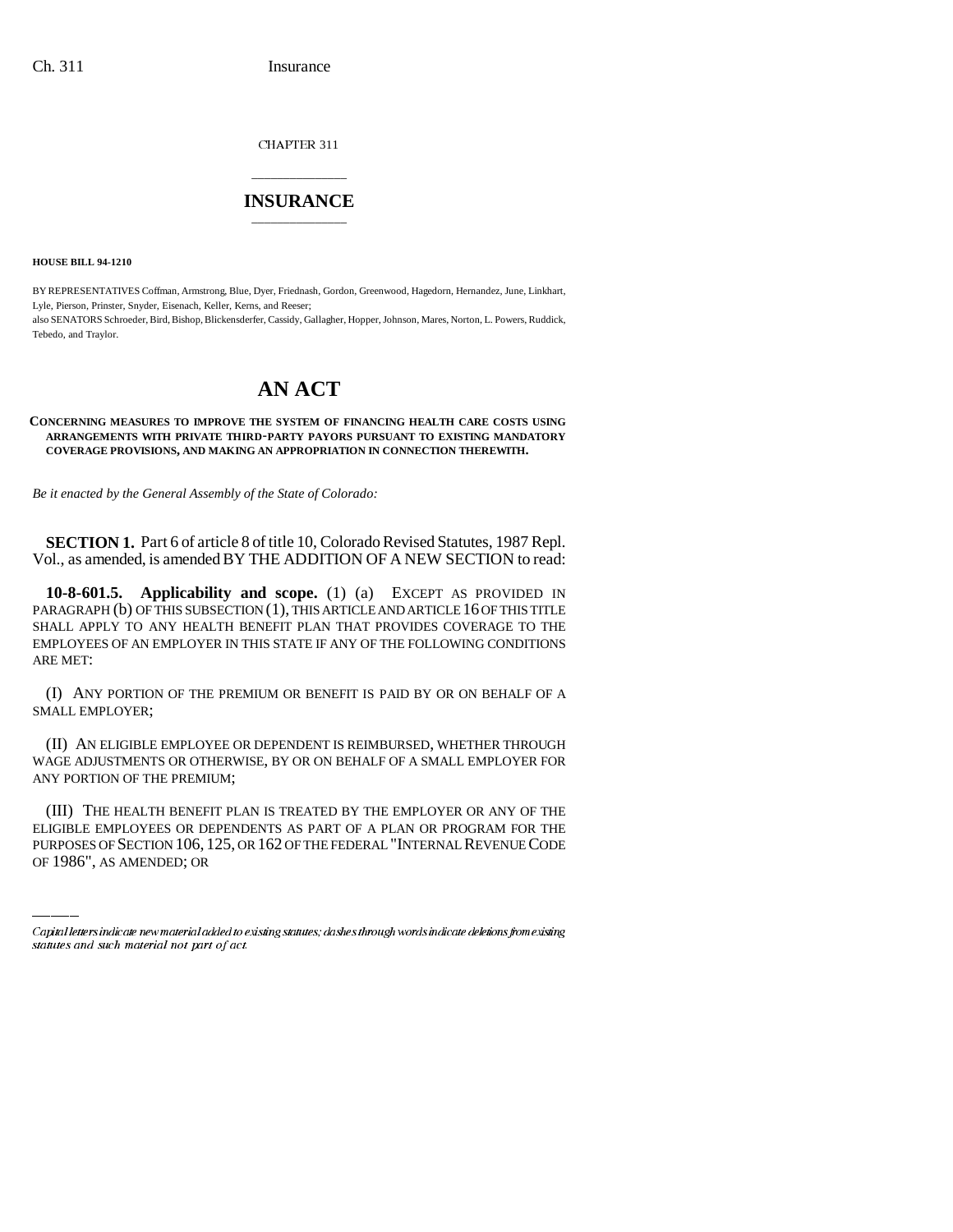CHAPTER 311

# INSURANCE

**HOUSE BILL 94-1210**

BY REPRESENTATIVES Coffman, Armstrong, Blue, Dyer, Friednash, Gordon, Greenwood, Hagedorn, Hernandez, June, Linkhart, Lyle, Pierson, Prinster, Snyder, Eisenach, Keller, Kerns, and Reeser;
also SENATORS Schroeder, Bird, Bishop, Blickensderfer, Cassidy, Gallagher, Hopper, Johnson, Mares, Norton, L. Powers, Ruddick, Tebedo, and Traylor.

# AN ACT

**CONCERNING MEASURES TO IMPROVE THE SYSTEM OF FINANCING HEALTH CARE COSTS USING ARRANGEMENTS WITH PRIVATE THIRD-PARTY PAYORS PURSUANT TO EXISTING MANDATORY COVERAGE PROVISIONS, AND MAKING AN APPROPRIATION IN CONNECTION THEREWITH.**

*Be it enacted by the General Assembly of the State of Colorado:*

**SECTION 1.** Part 6 of article 8 of title 10, Colorado Revised Statutes, 1987 Repl. Vol., as amended, is amended BY THE ADDITION OF A NEW SECTION to read:

**10-8-601.5. Applicability and scope.** (1) (a) EXCEPT AS PROVIDED IN PARAGRAPH (b) OF THIS SUBSECTION (1), THIS ARTICLE AND ARTICLE 16 OF THIS TITLE SHALL APPLY TO ANY HEALTH BENEFIT PLAN THAT PROVIDES COVERAGE TO THE EMPLOYEES OF AN EMPLOYER IN THIS STATE IF ANY OF THE FOLLOWING CONDITIONS ARE MET:

(I) ANY PORTION OF THE PREMIUM OR BENEFIT IS PAID BY OR ON BEHALF OF A SMALL EMPLOYER;

(II) AN ELIGIBLE EMPLOYEE OR DEPENDENT IS REIMBURSED, WHETHER THROUGH WAGE ADJUSTMENTS OR OTHERWISE, BY OR ON BEHALF OF A SMALL EMPLOYER FOR ANY PORTION OF THE PREMIUM;

(III) THE HEALTH BENEFIT PLAN IS TREATED BY THE EMPLOYER OR ANY OF THE ELIGIBLE EMPLOYEES OR DEPENDENTS AS PART OF A PLAN OR PROGRAM FOR THE PURPOSES OF SECTION 106, 125, OR 162 OF THE FEDERAL "INTERNAL REVENUE CODE OF 1986", AS AMENDED; OR

Capital letters indicate new material added to existing statutes; dashes through words indicate deletions from existing statutes and such material not part of act.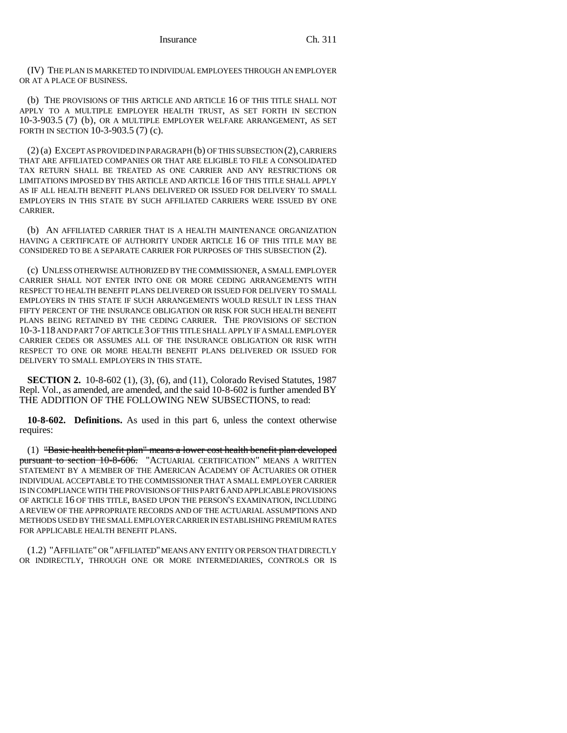(IV) THE PLAN IS MARKETED TO INDIVIDUAL EMPLOYEES THROUGH AN EMPLOYER OR AT A PLACE OF BUSINESS.

(b) THE PROVISIONS OF THIS ARTICLE AND ARTICLE 16 OF THIS TITLE SHALL NOT APPLY TO A MULTIPLE EMPLOYER HEALTH TRUST, AS SET FORTH IN SECTION 10-3-903.5 (7) (b), OR A MULTIPLE EMPLOYER WELFARE ARRANGEMENT, AS SET FORTH IN SECTION 10-3-903.5 (7) (c).

(2) (a) EXCEPT AS PROVIDED IN PARAGRAPH (b) OF THIS SUBSECTION (2), CARRIERS THAT ARE AFFILIATED COMPANIES OR THAT ARE ELIGIBLE TO FILE A CONSOLIDATED TAX RETURN SHALL BE TREATED AS ONE CARRIER AND ANY RESTRICTIONS OR LIMITATIONS IMPOSED BY THIS ARTICLE AND ARTICLE 16 OF THIS TITLE SHALL APPLY AS IF ALL HEALTH BENEFIT PLANS DELIVERED OR ISSUED FOR DELIVERY TO SMALL EMPLOYERS IN THIS STATE BY SUCH AFFILIATED CARRIERS WERE ISSUED BY ONE CARRIER.

(b) AN AFFILIATED CARRIER THAT IS A HEALTH MAINTENANCE ORGANIZATION HAVING A CERTIFICATE OF AUTHORITY UNDER ARTICLE 16 OF THIS TITLE MAY BE CONSIDERED TO BE A SEPARATE CARRIER FOR PURPOSES OF THIS SUBSECTION (2).

(c) UNLESS OTHERWISE AUTHORIZED BY THE COMMISSIONER, A SMALL EMPLOYER CARRIER SHALL NOT ENTER INTO ONE OR MORE CEDING ARRANGEMENTS WITH RESPECT TO HEALTH BENEFIT PLANS DELIVERED OR ISSUED FOR DELIVERY TO SMALL EMPLOYERS IN THIS STATE IF SUCH ARRANGEMENTS WOULD RESULT IN LESS THAN FIFTY PERCENT OF THE INSURANCE OBLIGATION OR RISK FOR SUCH HEALTH BENEFIT PLANS BEING RETAINED BY THE CEDING CARRIER. THE PROVISIONS OF SECTION 10-3-118 AND PART 7 OF ARTICLE 3 OF THIS TITLE SHALL APPLY IF A SMALL EMPLOYER CARRIER CEDES OR ASSUMES ALL OF THE INSURANCE OBLIGATION OR RISK WITH RESPECT TO ONE OR MORE HEALTH BENEFIT PLANS DELIVERED OR ISSUED FOR DELIVERY TO SMALL EMPLOYERS IN THIS STATE.

**SECTION 2.** 10-8-602 (1), (3), (6), and (11), Colorado Revised Statutes, 1987 Repl. Vol., as amended, are amended, and the said 10-8-602 is further amended BY THE ADDITION OF THE FOLLOWING NEW SUBSECTIONS, to read:

**10-8-602. Definitions.** As used in this part 6, unless the context otherwise requires:

(1) ~~"Basic health benefit plan" means a lower cost health benefit plan developed pursuant to section 10-8-606.~~ "ACTUARIAL CERTIFICATION" MEANS A WRITTEN STATEMENT BY A MEMBER OF THE AMERICAN ACADEMY OF ACTUARIES OR OTHER INDIVIDUAL ACCEPTABLE TO THE COMMISSIONER THAT A SMALL EMPLOYER CARRIER IS IN COMPLIANCE WITH THE PROVISIONS OF THIS PART 6 AND APPLICABLE PROVISIONS OF ARTICLE 16 OF THIS TITLE, BASED UPON THE PERSON'S EXAMINATION, INCLUDING A REVIEW OF THE APPROPRIATE RECORDS AND OF THE ACTUARIAL ASSUMPTIONS AND METHODS USED BY THE SMALL EMPLOYER CARRIER IN ESTABLISHING PREMIUM RATES FOR APPLICABLE HEALTH BENEFIT PLANS.

(1.2) "AFFILIATE" OR "AFFILIATED" MEANS ANY ENTITY OR PERSON THAT DIRECTLY OR INDIRECTLY, THROUGH ONE OR MORE INTERMEDIARIES, CONTROLS OR IS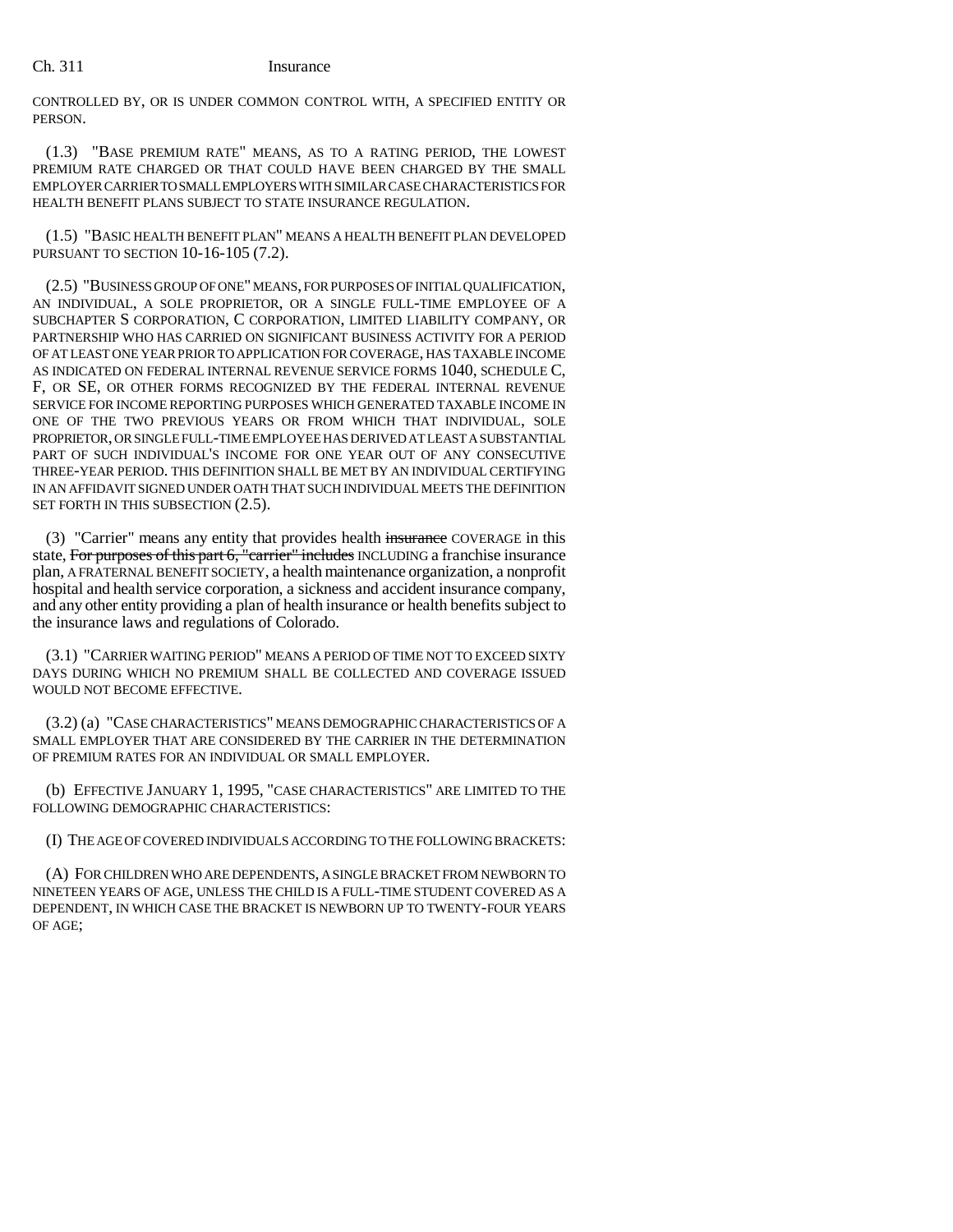CONTROLLED BY, OR IS UNDER COMMON CONTROL WITH, A SPECIFIED ENTITY OR PERSON.

(1.3) "BASE PREMIUM RATE" MEANS, AS TO A RATING PERIOD, THE LOWEST PREMIUM RATE CHARGED OR THAT COULD HAVE BEEN CHARGED BY THE SMALL EMPLOYER CARRIER TO SMALL EMPLOYERS WITH SIMILAR CASE CHARACTERISTICS FOR HEALTH BENEFIT PLANS SUBJECT TO STATE INSURANCE REGULATION.

(1.5) "BASIC HEALTH BENEFIT PLAN" MEANS A HEALTH BENEFIT PLAN DEVELOPED PURSUANT TO SECTION 10-16-105 (7.2).

(2.5) "BUSINESS GROUP OF ONE" MEANS, FOR PURPOSES OF INITIAL QUALIFICATION, AN INDIVIDUAL, A SOLE PROPRIETOR, OR A SINGLE FULL-TIME EMPLOYEE OF A SUBCHAPTER S CORPORATION, C CORPORATION, LIMITED LIABILITY COMPANY, OR PARTNERSHIP WHO HAS CARRIED ON SIGNIFICANT BUSINESS ACTIVITY FOR A PERIOD OF AT LEAST ONE YEAR PRIOR TO APPLICATION FOR COVERAGE, HAS TAXABLE INCOME AS INDICATED ON FEDERAL INTERNAL REVENUE SERVICE FORMS 1040, SCHEDULE C, F, OR SE, OR OTHER FORMS RECOGNIZED BY THE FEDERAL INTERNAL REVENUE SERVICE FOR INCOME REPORTING PURPOSES WHICH GENERATED TAXABLE INCOME IN ONE OF THE TWO PREVIOUS YEARS OR FROM WHICH THAT INDIVIDUAL, SOLE PROPRIETOR, OR SINGLE FULL-TIME EMPLOYEE HAS DERIVED AT LEAST A SUBSTANTIAL PART OF SUCH INDIVIDUAL'S INCOME FOR ONE YEAR OUT OF ANY CONSECUTIVE THREE-YEAR PERIOD. THIS DEFINITION SHALL BE MET BY AN INDIVIDUAL CERTIFYING IN AN AFFIDAVIT SIGNED UNDER OATH THAT SUCH INDIVIDUAL MEETS THE DEFINITION SET FORTH IN THIS SUBSECTION (2.5).

(3) "Carrier" means any entity that provides health ~~insurance~~ COVERAGE in this state, ~~For purposes of this part 6, "carrier" includes~~ INCLUDING a franchise insurance plan, A FRATERNAL BENEFIT SOCIETY, a health maintenance organization, a nonprofit hospital and health service corporation, a sickness and accident insurance company, and any other entity providing a plan of health insurance or health benefits subject to the insurance laws and regulations of Colorado.

(3.1) "CARRIER WAITING PERIOD" MEANS A PERIOD OF TIME NOT TO EXCEED SIXTY DAYS DURING WHICH NO PREMIUM SHALL BE COLLECTED AND COVERAGE ISSUED WOULD NOT BECOME EFFECTIVE.

(3.2) (a) "CASE CHARACTERISTICS" MEANS DEMOGRAPHIC CHARACTERISTICS OF A SMALL EMPLOYER THAT ARE CONSIDERED BY THE CARRIER IN THE DETERMINATION OF PREMIUM RATES FOR AN INDIVIDUAL OR SMALL EMPLOYER.

(b) EFFECTIVE JANUARY 1, 1995, "CASE CHARACTERISTICS" ARE LIMITED TO THE FOLLOWING DEMOGRAPHIC CHARACTERISTICS:

(I) THE AGE OF COVERED INDIVIDUALS ACCORDING TO THE FOLLOWING BRACKETS:

(A) FOR CHILDREN WHO ARE DEPENDENTS, A SINGLE BRACKET FROM NEWBORN TO NINETEEN YEARS OF AGE, UNLESS THE CHILD IS A FULL-TIME STUDENT COVERED AS A DEPENDENT, IN WHICH CASE THE BRACKET IS NEWBORN UP TO TWENTY-FOUR YEARS OF AGE;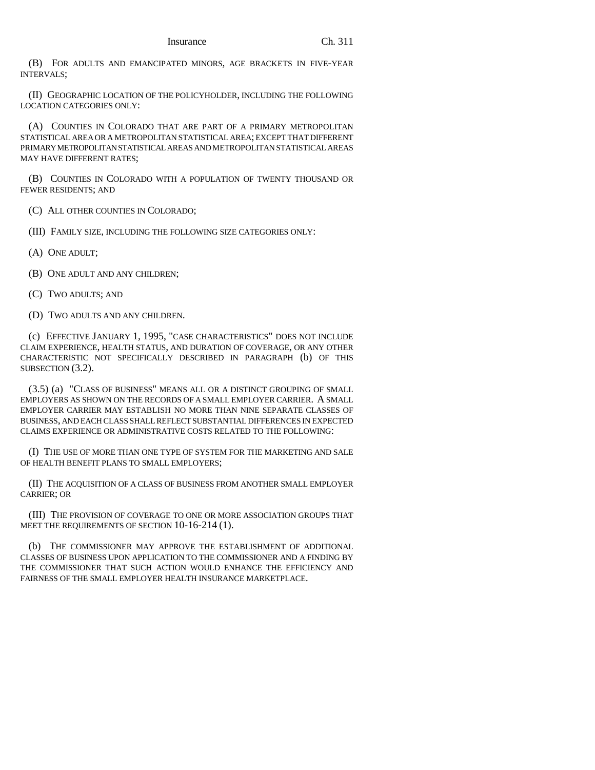(B) FOR ADULTS AND EMANCIPATED MINORS, AGE BRACKETS IN FIVE-YEAR INTERVALS;

(II) GEOGRAPHIC LOCATION OF THE POLICYHOLDER, INCLUDING THE FOLLOWING LOCATION CATEGORIES ONLY:

(A) COUNTIES IN COLORADO THAT ARE PART OF A PRIMARY METROPOLITAN STATISTICAL AREA OR A METROPOLITAN STATISTICAL AREA; EXCEPT THAT DIFFERENT PRIMARY METROPOLITAN STATISTICAL AREAS AND METROPOLITAN STATISTICAL AREAS MAY HAVE DIFFERENT RATES;

(B) COUNTIES IN COLORADO WITH A POPULATION OF TWENTY THOUSAND OR FEWER RESIDENTS; AND

(C) ALL OTHER COUNTIES IN COLORADO;

(III) FAMILY SIZE, INCLUDING THE FOLLOWING SIZE CATEGORIES ONLY:

(A) ONE ADULT;

(B) ONE ADULT AND ANY CHILDREN;

(C) TWO ADULTS; AND

(D) TWO ADULTS AND ANY CHILDREN.

(c) EFFECTIVE JANUARY 1, 1995, "CASE CHARACTERISTICS" DOES NOT INCLUDE CLAIM EXPERIENCE, HEALTH STATUS, AND DURATION OF COVERAGE, OR ANY OTHER CHARACTERISTIC NOT SPECIFICALLY DESCRIBED IN PARAGRAPH (b) OF THIS SUBSECTION (3.2).

(3.5) (a) "CLASS OF BUSINESS" MEANS ALL OR A DISTINCT GROUPING OF SMALL EMPLOYERS AS SHOWN ON THE RECORDS OF A SMALL EMPLOYER CARRIER. A SMALL EMPLOYER CARRIER MAY ESTABLISH NO MORE THAN NINE SEPARATE CLASSES OF BUSINESS, AND EACH CLASS SHALL REFLECT SUBSTANTIAL DIFFERENCES IN EXPECTED CLAIMS EXPERIENCE OR ADMINISTRATIVE COSTS RELATED TO THE FOLLOWING:

(I) THE USE OF MORE THAN ONE TYPE OF SYSTEM FOR THE MARKETING AND SALE OF HEALTH BENEFIT PLANS TO SMALL EMPLOYERS;

(II) THE ACQUISITION OF A CLASS OF BUSINESS FROM ANOTHER SMALL EMPLOYER CARRIER; OR

(III) THE PROVISION OF COVERAGE TO ONE OR MORE ASSOCIATION GROUPS THAT MEET THE REQUIREMENTS OF SECTION 10-16-214 (1).

(b) THE COMMISSIONER MAY APPROVE THE ESTABLISHMENT OF ADDITIONAL CLASSES OF BUSINESS UPON APPLICATION TO THE COMMISSIONER AND A FINDING BY THE COMMISSIONER THAT SUCH ACTION WOULD ENHANCE THE EFFICIENCY AND FAIRNESS OF THE SMALL EMPLOYER HEALTH INSURANCE MARKETPLACE.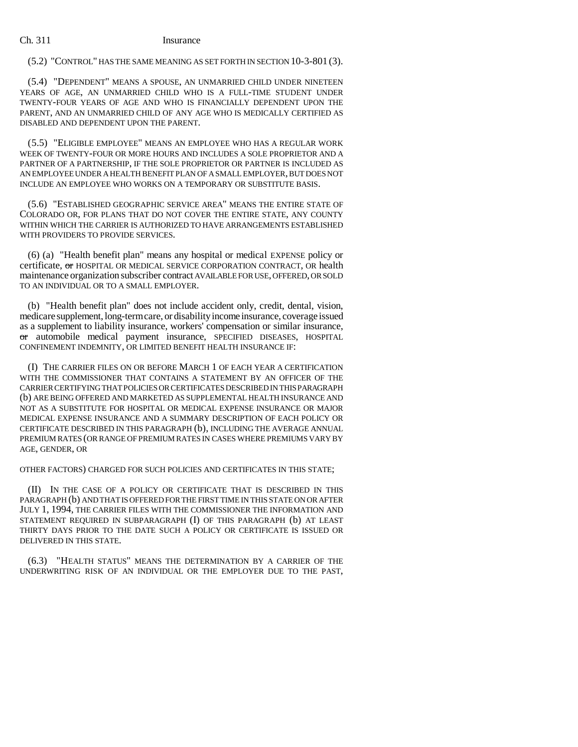(5.2) "CONTROL" HAS THE SAME MEANING AS SET FORTH IN SECTION 10-3-801 (3).

(5.4) "DEPENDENT" MEANS A SPOUSE, AN UNMARRIED CHILD UNDER NINETEEN YEARS OF AGE, AN UNMARRIED CHILD WHO IS A FULL-TIME STUDENT UNDER TWENTY-FOUR YEARS OF AGE AND WHO IS FINANCIALLY DEPENDENT UPON THE PARENT, AND AN UNMARRIED CHILD OF ANY AGE WHO IS MEDICALLY CERTIFIED AS DISABLED AND DEPENDENT UPON THE PARENT.

(5.5) "ELIGIBLE EMPLOYEE" MEANS AN EMPLOYEE WHO HAS A REGULAR WORK WEEK OF TWENTY-FOUR OR MORE HOURS AND INCLUDES A SOLE PROPRIETOR AND A PARTNER OF A PARTNERSHIP, IF THE SOLE PROPRIETOR OR PARTNER IS INCLUDED AS AN EMPLOYEE UNDER A HEALTH BENEFIT PLAN OF A SMALL EMPLOYER, BUT DOES NOT INCLUDE AN EMPLOYEE WHO WORKS ON A TEMPORARY OR SUBSTITUTE BASIS.

(5.6) "ESTABLISHED GEOGRAPHIC SERVICE AREA" MEANS THE ENTIRE STATE OF COLORADO OR, FOR PLANS THAT DO NOT COVER THE ENTIRE STATE, ANY COUNTY WITHIN WHICH THE CARRIER IS AUTHORIZED TO HAVE ARRANGEMENTS ESTABLISHED WITH PROVIDERS TO PROVIDE SERVICES.

(6) (a) "Health benefit plan" means any hospital or medical EXPENSE policy or certificate, ~~or~~ HOSPITAL OR MEDICAL SERVICE CORPORATION CONTRACT, OR health maintenance organization subscriber contract AVAILABLE FOR USE, OFFERED, OR SOLD TO AN INDIVIDUAL OR TO A SMALL EMPLOYER.

(b) "Health benefit plan" does not include accident only, credit, dental, vision, medicare supplement, long-term care, or disability income insurance, coverage issued as a supplement to liability insurance, workers' compensation or similar insurance, ~~or~~ automobile medical payment insurance, SPECIFIED DISEASES, HOSPITAL CONFINEMENT INDEMNITY, OR LIMITED BENEFIT HEALTH INSURANCE IF:

(I) THE CARRIER FILES ON OR BEFORE MARCH 1 OF EACH YEAR A CERTIFICATION WITH THE COMMISSIONER THAT CONTAINS A STATEMENT BY AN OFFICER OF THE CARRIER CERTIFYING THAT POLICIES OR CERTIFICATES DESCRIBED IN THIS PARAGRAPH (b) ARE BEING OFFERED AND MARKETED AS SUPPLEMENTAL HEALTH INSURANCE AND NOT AS A SUBSTITUTE FOR HOSPITAL OR MEDICAL EXPENSE INSURANCE OR MAJOR MEDICAL EXPENSE INSURANCE AND A SUMMARY DESCRIPTION OF EACH POLICY OR CERTIFICATE DESCRIBED IN THIS PARAGRAPH (b), INCLUDING THE AVERAGE ANNUAL PREMIUM RATES (OR RANGE OF PREMIUM RATES IN CASES WHERE PREMIUMS VARY BY AGE, GENDER, OR OTHER FACTORS) CHARGED FOR SUCH POLICIES AND CERTIFICATES IN THIS STATE;

(II) IN THE CASE OF A POLICY OR CERTIFICATE THAT IS DESCRIBED IN THIS PARAGRAPH (b) AND THAT IS OFFERED FOR THE FIRST TIME IN THIS STATE ON OR AFTER JULY 1, 1994, THE CARRIER FILES WITH THE COMMISSIONER THE INFORMATION AND STATEMENT REQUIRED IN SUBPARAGRAPH (I) OF THIS PARAGRAPH (b) AT LEAST THIRTY DAYS PRIOR TO THE DATE SUCH A POLICY OR CERTIFICATE IS ISSUED OR DELIVERED IN THIS STATE.

(6.3) "HEALTH STATUS" MEANS THE DETERMINATION BY A CARRIER OF THE UNDERWRITING RISK OF AN INDIVIDUAL OR THE EMPLOYER DUE TO THE PAST,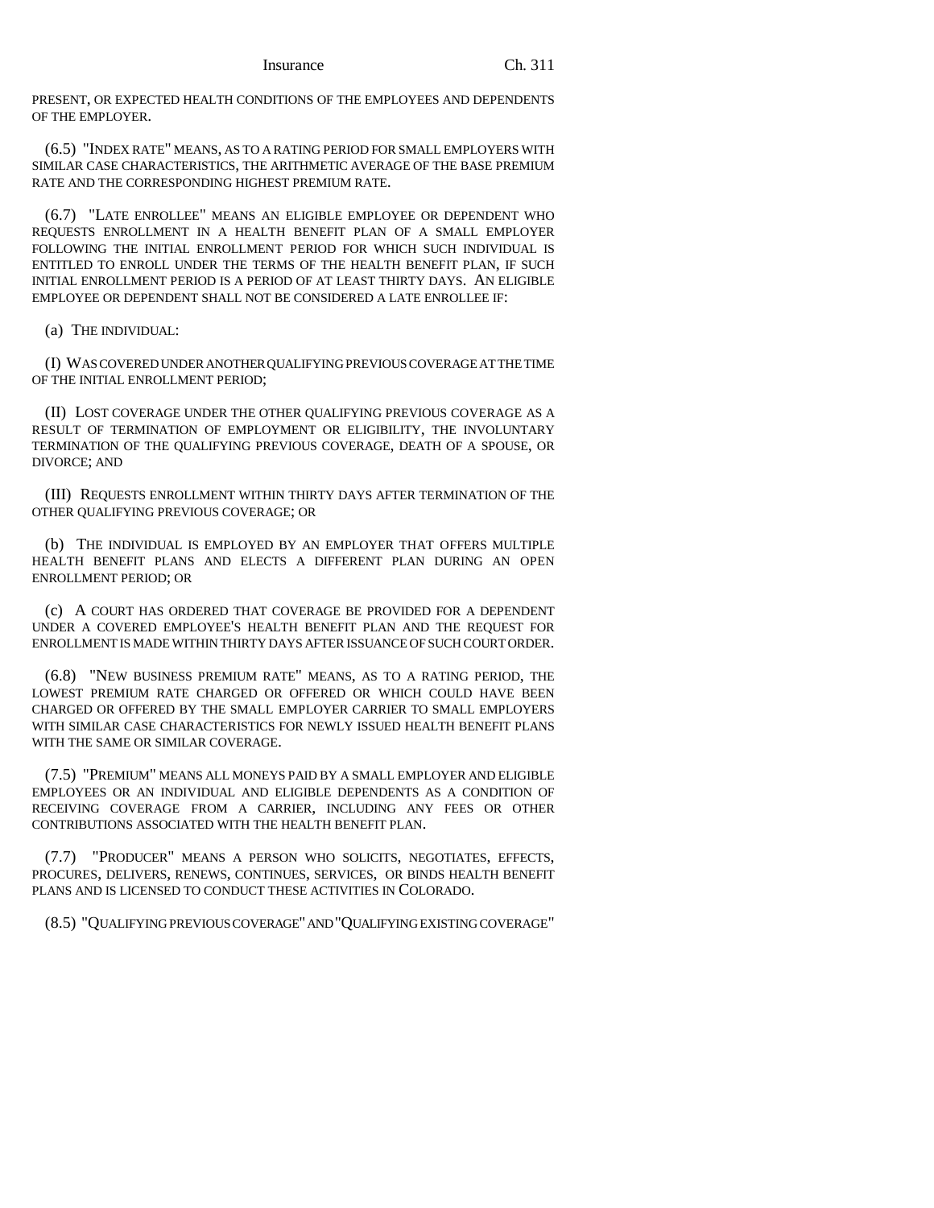PRESENT, OR EXPECTED HEALTH CONDITIONS OF THE EMPLOYEES AND DEPENDENTS OF THE EMPLOYER.

(6.5) "INDEX RATE" MEANS, AS TO A RATING PERIOD FOR SMALL EMPLOYERS WITH SIMILAR CASE CHARACTERISTICS, THE ARITHMETIC AVERAGE OF THE BASE PREMIUM RATE AND THE CORRESPONDING HIGHEST PREMIUM RATE.

(6.7) "LATE ENROLLEE" MEANS AN ELIGIBLE EMPLOYEE OR DEPENDENT WHO REQUESTS ENROLLMENT IN A HEALTH BENEFIT PLAN OF A SMALL EMPLOYER FOLLOWING THE INITIAL ENROLLMENT PERIOD FOR WHICH SUCH INDIVIDUAL IS ENTITLED TO ENROLL UNDER THE TERMS OF THE HEALTH BENEFIT PLAN, IF SUCH INITIAL ENROLLMENT PERIOD IS A PERIOD OF AT LEAST THIRTY DAYS. AN ELIGIBLE EMPLOYEE OR DEPENDENT SHALL NOT BE CONSIDERED A LATE ENROLLEE IF:

(a) THE INDIVIDUAL:

(I) WAS COVERED UNDER ANOTHER QUALIFYING PREVIOUS COVERAGE AT THE TIME OF THE INITIAL ENROLLMENT PERIOD;

(II) LOST COVERAGE UNDER THE OTHER QUALIFYING PREVIOUS COVERAGE AS A RESULT OF TERMINATION OF EMPLOYMENT OR ELIGIBILITY, THE INVOLUNTARY TERMINATION OF THE QUALIFYING PREVIOUS COVERAGE, DEATH OF A SPOUSE, OR DIVORCE; AND

(III) REQUESTS ENROLLMENT WITHIN THIRTY DAYS AFTER TERMINATION OF THE OTHER QUALIFYING PREVIOUS COVERAGE; OR

(b) THE INDIVIDUAL IS EMPLOYED BY AN EMPLOYER THAT OFFERS MULTIPLE HEALTH BENEFIT PLANS AND ELECTS A DIFFERENT PLAN DURING AN OPEN ENROLLMENT PERIOD; OR

(c) A COURT HAS ORDERED THAT COVERAGE BE PROVIDED FOR A DEPENDENT UNDER A COVERED EMPLOYEE'S HEALTH BENEFIT PLAN AND THE REQUEST FOR ENROLLMENT IS MADE WITHIN THIRTY DAYS AFTER ISSUANCE OF SUCH COURT ORDER.

(6.8) "NEW BUSINESS PREMIUM RATE" MEANS, AS TO A RATING PERIOD, THE LOWEST PREMIUM RATE CHARGED OR OFFERED OR WHICH COULD HAVE BEEN CHARGED OR OFFERED BY THE SMALL EMPLOYER CARRIER TO SMALL EMPLOYERS WITH SIMILAR CASE CHARACTERISTICS FOR NEWLY ISSUED HEALTH BENEFIT PLANS WITH THE SAME OR SIMILAR COVERAGE.

(7.5) "PREMIUM" MEANS ALL MONEYS PAID BY A SMALL EMPLOYER AND ELIGIBLE EMPLOYEES OR AN INDIVIDUAL AND ELIGIBLE DEPENDENTS AS A CONDITION OF RECEIVING COVERAGE FROM A CARRIER, INCLUDING ANY FEES OR OTHER CONTRIBUTIONS ASSOCIATED WITH THE HEALTH BENEFIT PLAN.

(7.7) "PRODUCER" MEANS A PERSON WHO SOLICITS, NEGOTIATES, EFFECTS, PROCURES, DELIVERS, RENEWS, CONTINUES, SERVICES, OR BINDS HEALTH BENEFIT PLANS AND IS LICENSED TO CONDUCT THESE ACTIVITIES IN COLORADO.

(8.5) "QUALIFYING PREVIOUS COVERAGE" AND "QUALIFYING EXISTING COVERAGE"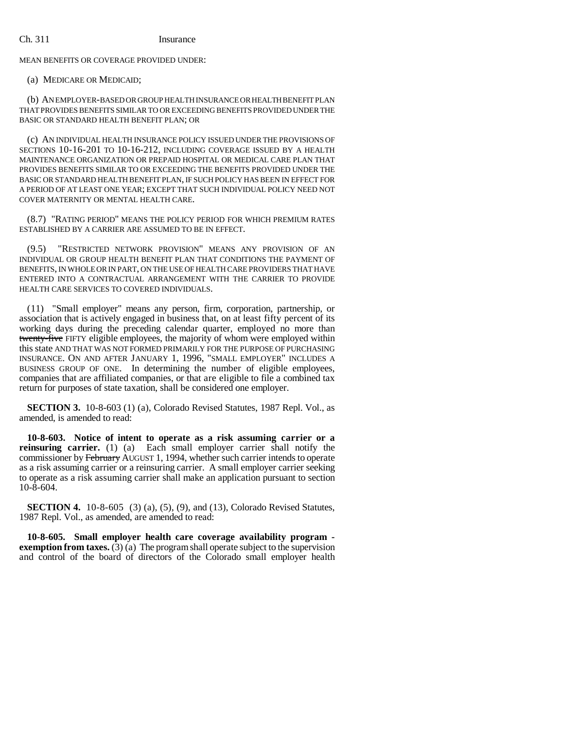MEAN BENEFITS OR COVERAGE PROVIDED UNDER:

(a) MEDICARE OR MEDICAID;

(b) AN EMPLOYER-BASED OR GROUP HEALTH INSURANCE OR HEALTH BENEFIT PLAN THAT PROVIDES BENEFITS SIMILAR TO OR EXCEEDING BENEFITS PROVIDED UNDER THE BASIC OR STANDARD HEALTH BENEFIT PLAN; OR

(c) AN INDIVIDUAL HEALTH INSURANCE POLICY ISSUED UNDER THE PROVISIONS OF SECTIONS 10-16-201 TO 10-16-212, INCLUDING COVERAGE ISSUED BY A HEALTH MAINTENANCE ORGANIZATION OR PREPAID HOSPITAL OR MEDICAL CARE PLAN THAT PROVIDES BENEFITS SIMILAR TO OR EXCEEDING THE BENEFITS PROVIDED UNDER THE BASIC OR STANDARD HEALTH BENEFIT PLAN, IF SUCH POLICY HAS BEEN IN EFFECT FOR A PERIOD OF AT LEAST ONE YEAR; EXCEPT THAT SUCH INDIVIDUAL POLICY NEED NOT COVER MATERNITY OR MENTAL HEALTH CARE.

(8.7) "RATING PERIOD" MEANS THE POLICY PERIOD FOR WHICH PREMIUM RATES ESTABLISHED BY A CARRIER ARE ASSUMED TO BE IN EFFECT.

(9.5) "RESTRICTED NETWORK PROVISION" MEANS ANY PROVISION OF AN INDIVIDUAL OR GROUP HEALTH BENEFIT PLAN THAT CONDITIONS THE PAYMENT OF BENEFITS, IN WHOLE OR IN PART, ON THE USE OF HEALTH CARE PROVIDERS THAT HAVE ENTERED INTO A CONTRACTUAL ARRANGEMENT WITH THE CARRIER TO PROVIDE HEALTH CARE SERVICES TO COVERED INDIVIDUALS.

(11) "Small employer" means any person, firm, corporation, partnership, or association that is actively engaged in business that, on at least fifty percent of its working days during the preceding calendar quarter, employed no more than ~~twenty-five~~ FIFTY eligible employees, the majority of whom were employed within this state AND THAT WAS NOT FORMED PRIMARILY FOR THE PURPOSE OF PURCHASING INSURANCE. ON AND AFTER JANUARY 1, 1996, "SMALL EMPLOYER" INCLUDES A BUSINESS GROUP OF ONE. In determining the number of eligible employees, companies that are affiliated companies, or that are eligible to file a combined tax return for purposes of state taxation, shall be considered one employer.

**SECTION 3.** 10-8-603 (1) (a), Colorado Revised Statutes, 1987 Repl. Vol., as amended, is amended to read:

**10-8-603. Notice of intent to operate as a risk assuming carrier or a reinsuring carrier.** (1) (a) Each small employer carrier shall notify the commissioner by ~~February~~ AUGUST 1, 1994, whether such carrier intends to operate as a risk assuming carrier or a reinsuring carrier. A small employer carrier seeking to operate as a risk assuming carrier shall make an application pursuant to section 10-8-604.

**SECTION 4.** 10-8-605 (3) (a), (5), (9), and (13), Colorado Revised Statutes, 1987 Repl. Vol., as amended, are amended to read:

**10-8-605. Small employer health care coverage availability program - exemption from taxes.** (3) (a) The program shall operate subject to the supervision and control of the board of directors of the Colorado small employer health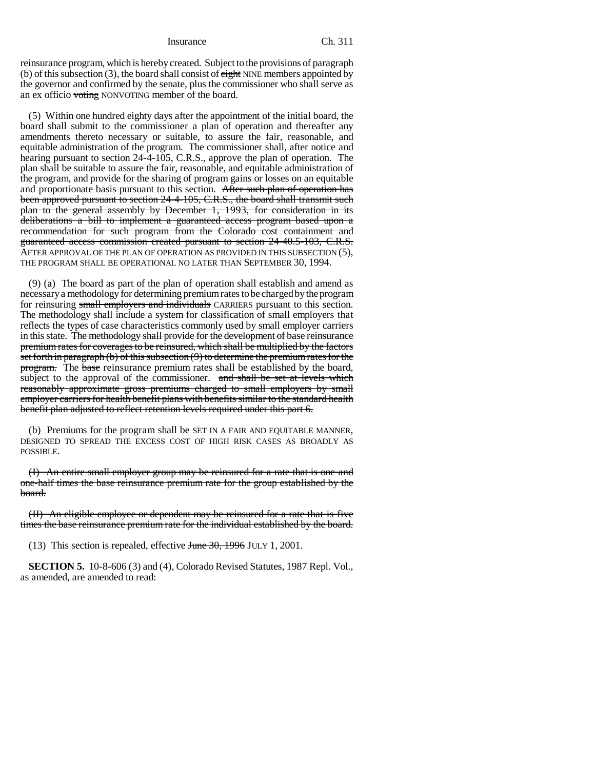reinsurance program, which is hereby created. Subject to the provisions of paragraph (b) of this subsection (3), the board shall consist of ~~eight~~ NINE members appointed by the governor and confirmed by the senate, plus the commissioner who shall serve as an ex officio ~~voting~~ NONVOTING member of the board.

(5) Within one hundred eighty days after the appointment of the initial board, the board shall submit to the commissioner a plan of operation and thereafter any amendments thereto necessary or suitable, to assure the fair, reasonable, and equitable administration of the program. The commissioner shall, after notice and hearing pursuant to section 24-4-105, C.R.S., approve the plan of operation. The plan shall be suitable to assure the fair, reasonable, and equitable administration of the program, and provide for the sharing of program gains or losses on an equitable and proportionate basis pursuant to this section. ~~After such plan of operation has been approved pursuant to section 24-4-105, C.R.S., the board shall transmit such plan to the general assembly by December 1, 1993, for consideration in its deliberations a bill to implement a guaranteed access program based upon a recommendation for such program from the Colorado cost containment and guaranteed access commission created pursuant to section 24-40.5-103, C.R.S.~~ AFTER APPROVAL OF THE PLAN OF OPERATION AS PROVIDED IN THIS SUBSECTION (5), THE PROGRAM SHALL BE OPERATIONAL NO LATER THAN SEPTEMBER 30, 1994.

(9) (a) The board as part of the plan of operation shall establish and amend as necessary a methodology for determining premium rates to be charged by the program for reinsuring ~~small employers and individuals~~ CARRIERS pursuant to this section. The methodology shall include a system for classification of small employers that reflects the types of case characteristics commonly used by small employer carriers in this state. ~~The methodology shall provide for the development of base reinsurance premium rates for coverages to be reinsured, which shall be multiplied by the factors set forth in paragraph (b) of this subsection (9) to determine the premium rates for the program.~~ The ~~base~~ reinsurance premium rates shall be established by the board, subject to the approval of the commissioner. ~~and shall be set at levels which reasonably approximate gross premiums charged to small employers by small employer carriers for health benefit plans with benefits similar to the standard health benefit plan adjusted to reflect retention levels required under this part 6.~~

(b) Premiums for the program shall be SET IN A FAIR AND EQUITABLE MANNER, DESIGNED TO SPREAD THE EXCESS COST OF HIGH RISK CASES AS BROADLY AS POSSIBLE.

~~(I) An entire small employer group may be reinsured for a rate that is one and one-half times the base reinsurance premium rate for the group established by the board.~~

~~(II) An eligible employee or dependent may be reinsured for a rate that is five times the base reinsurance premium rate for the individual established by the board.~~

(13) This section is repealed, effective ~~June 30, 1996~~ JULY 1, 2001.

**SECTION 5.** 10-8-606 (3) and (4), Colorado Revised Statutes, 1987 Repl. Vol., as amended, are amended to read: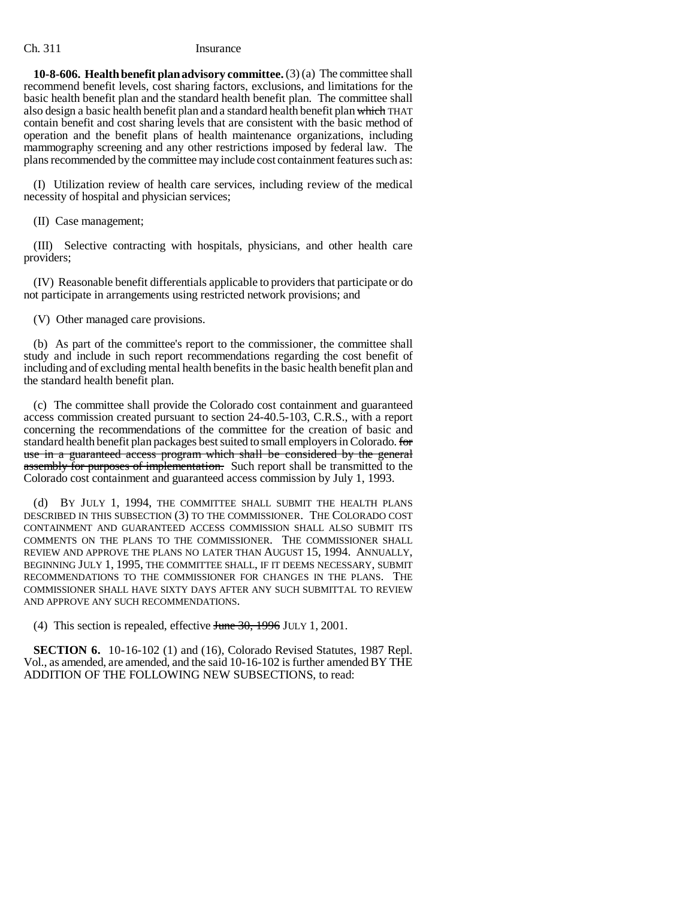**10-8-606. Health benefit plan advisory committee.** (3) (a) The committee shall recommend benefit levels, cost sharing factors, exclusions, and limitations for the basic health benefit plan and the standard health benefit plan. The committee shall also design a basic health benefit plan and a standard health benefit plan ~~which~~ THAT contain benefit and cost sharing levels that are consistent with the basic method of operation and the benefit plans of health maintenance organizations, including mammography screening and any other restrictions imposed by federal law. The plans recommended by the committee may include cost containment features such as:

(I) Utilization review of health care services, including review of the medical necessity of hospital and physician services;

(II) Case management;

(III) Selective contracting with hospitals, physicians, and other health care providers;

(IV) Reasonable benefit differentials applicable to providers that participate or do not participate in arrangements using restricted network provisions; and

(V) Other managed care provisions.

(b) As part of the committee's report to the commissioner, the committee shall study and include in such report recommendations regarding the cost benefit of including and of excluding mental health benefits in the basic health benefit plan and the standard health benefit plan.

(c) The committee shall provide the Colorado cost containment and guaranteed access commission created pursuant to section 24-40.5-103, C.R.S., with a report concerning the recommendations of the committee for the creation of basic and standard health benefit plan packages best suited to small employers in Colorado. ~~for use in a guaranteed access program which shall be considered by the general assembly for purposes of implementation.~~ Such report shall be transmitted to the Colorado cost containment and guaranteed access commission by July 1, 1993.

(d) BY JULY 1, 1994, THE COMMITTEE SHALL SUBMIT THE HEALTH PLANS DESCRIBED IN THIS SUBSECTION (3) TO THE COMMISSIONER. THE COLORADO COST CONTAINMENT AND GUARANTEED ACCESS COMMISSION SHALL ALSO SUBMIT ITS COMMENTS ON THE PLANS TO THE COMMISSIONER. THE COMMISSIONER SHALL REVIEW AND APPROVE THE PLANS NO LATER THAN AUGUST 15, 1994. ANNUALLY, BEGINNING JULY 1, 1995, THE COMMITTEE SHALL, IF IT DEEMS NECESSARY, SUBMIT RECOMMENDATIONS TO THE COMMISSIONER FOR CHANGES IN THE PLANS. THE COMMISSIONER SHALL HAVE SIXTY DAYS AFTER ANY SUCH SUBMITTAL TO REVIEW AND APPROVE ANY SUCH RECOMMENDATIONS.

(4) This section is repealed, effective ~~June 30, 1996~~ JULY 1, 2001.

**SECTION 6.** 10-16-102 (1) and (16), Colorado Revised Statutes, 1987 Repl. Vol., as amended, are amended, and the said 10-16-102 is further amended BY THE ADDITION OF THE FOLLOWING NEW SUBSECTIONS, to read: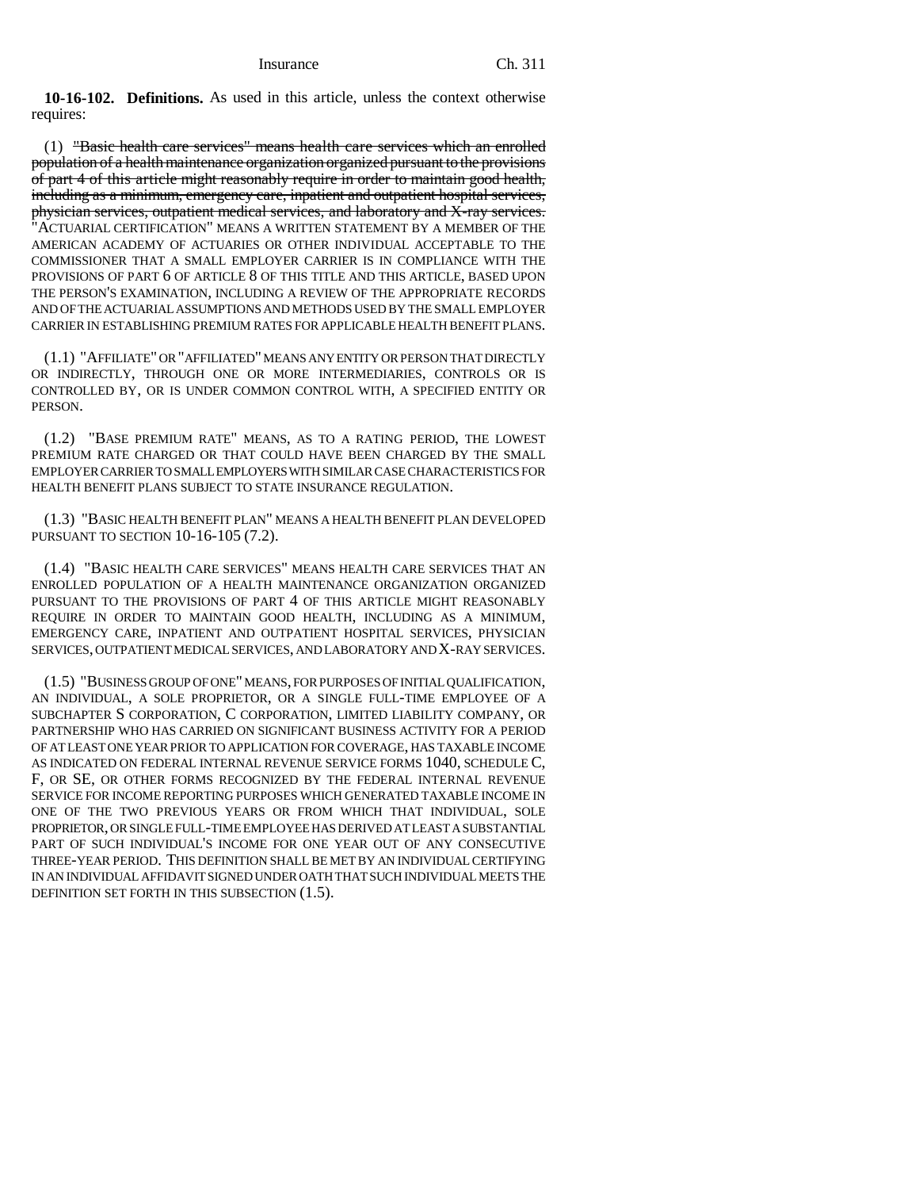**10-16-102. Definitions.** As used in this article, unless the context otherwise requires:

(1) ~~"Basic health care services" means health care services which an enrolled population of a health maintenance organization organized pursuant to the provisions of part 4 of this article might reasonably require in order to maintain good health, including as a minimum, emergency care, inpatient and outpatient hospital services, physician services, outpatient medical services, and laboratory and X-ray services.~~ "ACTUARIAL CERTIFICATION" MEANS A WRITTEN STATEMENT BY A MEMBER OF THE AMERICAN ACADEMY OF ACTUARIES OR OTHER INDIVIDUAL ACCEPTABLE TO THE COMMISSIONER THAT A SMALL EMPLOYER CARRIER IS IN COMPLIANCE WITH THE PROVISIONS OF PART 6 OF ARTICLE 8 OF THIS TITLE AND THIS ARTICLE, BASED UPON THE PERSON'S EXAMINATION, INCLUDING A REVIEW OF THE APPROPRIATE RECORDS AND OF THE ACTUARIAL ASSUMPTIONS AND METHODS USED BY THE SMALL EMPLOYER CARRIER IN ESTABLISHING PREMIUM RATES FOR APPLICABLE HEALTH BENEFIT PLANS.

(1.1) "AFFILIATE" OR "AFFILIATED" MEANS ANY ENTITY OR PERSON THAT DIRECTLY OR INDIRECTLY, THROUGH ONE OR MORE INTERMEDIARIES, CONTROLS OR IS CONTROLLED BY, OR IS UNDER COMMON CONTROL WITH, A SPECIFIED ENTITY OR PERSON.

(1.2) "BASE PREMIUM RATE" MEANS, AS TO A RATING PERIOD, THE LOWEST PREMIUM RATE CHARGED OR THAT COULD HAVE BEEN CHARGED BY THE SMALL EMPLOYER CARRIER TO SMALL EMPLOYERS WITH SIMILAR CASE CHARACTERISTICS FOR HEALTH BENEFIT PLANS SUBJECT TO STATE INSURANCE REGULATION.

(1.3) "BASIC HEALTH BENEFIT PLAN" MEANS A HEALTH BENEFIT PLAN DEVELOPED PURSUANT TO SECTION 10-16-105 (7.2).

(1.4) "BASIC HEALTH CARE SERVICES" MEANS HEALTH CARE SERVICES THAT AN ENROLLED POPULATION OF A HEALTH MAINTENANCE ORGANIZATION ORGANIZED PURSUANT TO THE PROVISIONS OF PART 4 OF THIS ARTICLE MIGHT REASONABLY REQUIRE IN ORDER TO MAINTAIN GOOD HEALTH, INCLUDING AS A MINIMUM, EMERGENCY CARE, INPATIENT AND OUTPATIENT HOSPITAL SERVICES, PHYSICIAN SERVICES, OUTPATIENT MEDICAL SERVICES, AND LABORATORY AND X-RAY SERVICES.

(1.5) "BUSINESS GROUP OF ONE" MEANS, FOR PURPOSES OF INITIAL QUALIFICATION, AN INDIVIDUAL, A SOLE PROPRIETOR, OR A SINGLE FULL-TIME EMPLOYEE OF A SUBCHAPTER S CORPORATION, C CORPORATION, LIMITED LIABILITY COMPANY, OR PARTNERSHIP WHO HAS CARRIED ON SIGNIFICANT BUSINESS ACTIVITY FOR A PERIOD OF AT LEAST ONE YEAR PRIOR TO APPLICATION FOR COVERAGE, HAS TAXABLE INCOME AS INDICATED ON FEDERAL INTERNAL REVENUE SERVICE FORMS 1040, SCHEDULE C, F, OR SE, OR OTHER FORMS RECOGNIZED BY THE FEDERAL INTERNAL REVENUE SERVICE FOR INCOME REPORTING PURPOSES WHICH GENERATED TAXABLE INCOME IN ONE OF THE TWO PREVIOUS YEARS OR FROM WHICH THAT INDIVIDUAL, SOLE PROPRIETOR, OR SINGLE FULL-TIME EMPLOYEE HAS DERIVED AT LEAST A SUBSTANTIAL PART OF SUCH INDIVIDUAL'S INCOME FOR ONE YEAR OUT OF ANY CONSECUTIVE THREE-YEAR PERIOD. THIS DEFINITION SHALL BE MET BY AN INDIVIDUAL CERTIFYING IN AN INDIVIDUAL AFFIDAVIT SIGNED UNDER OATH THAT SUCH INDIVIDUAL MEETS THE DEFINITION SET FORTH IN THIS SUBSECTION (1.5).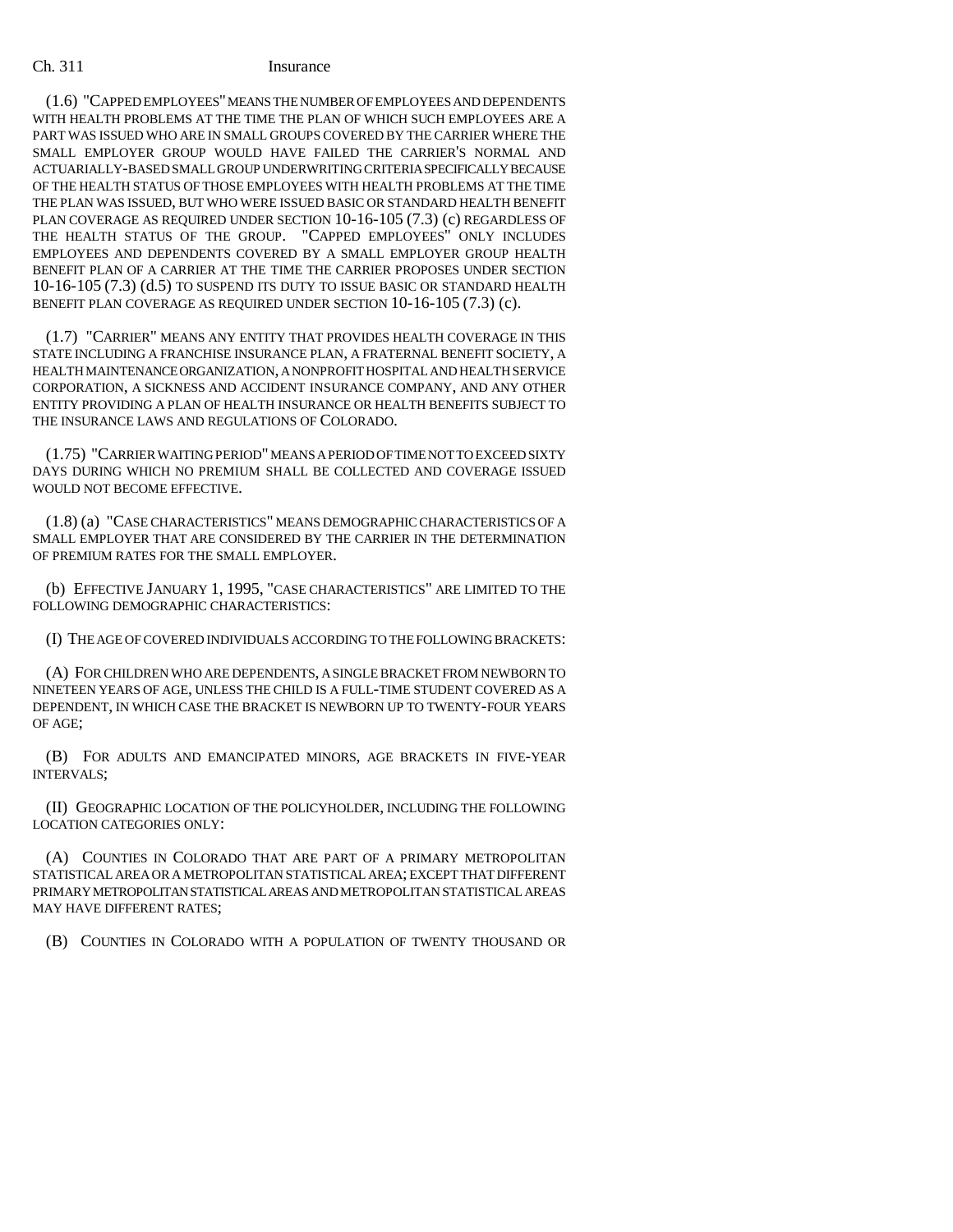(1.6) "CAPPED EMPLOYEES" MEANS THE NUMBER OF EMPLOYEES AND DEPENDENTS WITH HEALTH PROBLEMS AT THE TIME THE PLAN OF WHICH SUCH EMPLOYEES ARE A PART WAS ISSUED WHO ARE IN SMALL GROUPS COVERED BY THE CARRIER WHERE THE SMALL EMPLOYER GROUP WOULD HAVE FAILED THE CARRIER'S NORMAL AND ACTUARIALLY-BASED SMALL GROUP UNDERWRITING CRITERIA SPECIFICALLY BECAUSE OF THE HEALTH STATUS OF THOSE EMPLOYEES WITH HEALTH PROBLEMS AT THE TIME THE PLAN WAS ISSUED, BUT WHO WERE ISSUED BASIC OR STANDARD HEALTH BENEFIT PLAN COVERAGE AS REQUIRED UNDER SECTION 10-16-105 (7.3) (c) REGARDLESS OF THE HEALTH STATUS OF THE GROUP. "CAPPED EMPLOYEES" ONLY INCLUDES EMPLOYEES AND DEPENDENTS COVERED BY A SMALL EMPLOYER GROUP HEALTH BENEFIT PLAN OF A CARRIER AT THE TIME THE CARRIER PROPOSES UNDER SECTION 10-16-105 (7.3) (d.5) TO SUSPEND ITS DUTY TO ISSUE BASIC OR STANDARD HEALTH BENEFIT PLAN COVERAGE AS REQUIRED UNDER SECTION 10-16-105 (7.3) (c).

(1.7) "CARRIER" MEANS ANY ENTITY THAT PROVIDES HEALTH COVERAGE IN THIS STATE INCLUDING A FRANCHISE INSURANCE PLAN, A FRATERNAL BENEFIT SOCIETY, A HEALTH MAINTENANCE ORGANIZATION, A NONPROFIT HOSPITAL AND HEALTH SERVICE CORPORATION, A SICKNESS AND ACCIDENT INSURANCE COMPANY, AND ANY OTHER ENTITY PROVIDING A PLAN OF HEALTH INSURANCE OR HEALTH BENEFITS SUBJECT TO THE INSURANCE LAWS AND REGULATIONS OF COLORADO.

(1.75) "CARRIER WAITING PERIOD" MEANS A PERIOD OF TIME NOT TO EXCEED SIXTY DAYS DURING WHICH NO PREMIUM SHALL BE COLLECTED AND COVERAGE ISSUED WOULD NOT BECOME EFFECTIVE.

(1.8) (a) "CASE CHARACTERISTICS" MEANS DEMOGRAPHIC CHARACTERISTICS OF A SMALL EMPLOYER THAT ARE CONSIDERED BY THE CARRIER IN THE DETERMINATION OF PREMIUM RATES FOR THE SMALL EMPLOYER.

(b) EFFECTIVE JANUARY 1, 1995, "CASE CHARACTERISTICS" ARE LIMITED TO THE FOLLOWING DEMOGRAPHIC CHARACTERISTICS:

(I) THE AGE OF COVERED INDIVIDUALS ACCORDING TO THE FOLLOWING BRACKETS:

(A) FOR CHILDREN WHO ARE DEPENDENTS, A SINGLE BRACKET FROM NEWBORN TO NINETEEN YEARS OF AGE, UNLESS THE CHILD IS A FULL-TIME STUDENT COVERED AS A DEPENDENT, IN WHICH CASE THE BRACKET IS NEWBORN UP TO TWENTY-FOUR YEARS OF AGE;

(B) FOR ADULTS AND EMANCIPATED MINORS, AGE BRACKETS IN FIVE-YEAR INTERVALS;

(II) GEOGRAPHIC LOCATION OF THE POLICYHOLDER, INCLUDING THE FOLLOWING LOCATION CATEGORIES ONLY:

(A) COUNTIES IN COLORADO THAT ARE PART OF A PRIMARY METROPOLITAN STATISTICAL AREA OR A METROPOLITAN STATISTICAL AREA; EXCEPT THAT DIFFERENT PRIMARY METROPOLITAN STATISTICAL AREAS AND METROPOLITAN STATISTICAL AREAS MAY HAVE DIFFERENT RATES;

(B) COUNTIES IN COLORADO WITH A POPULATION OF TWENTY THOUSAND OR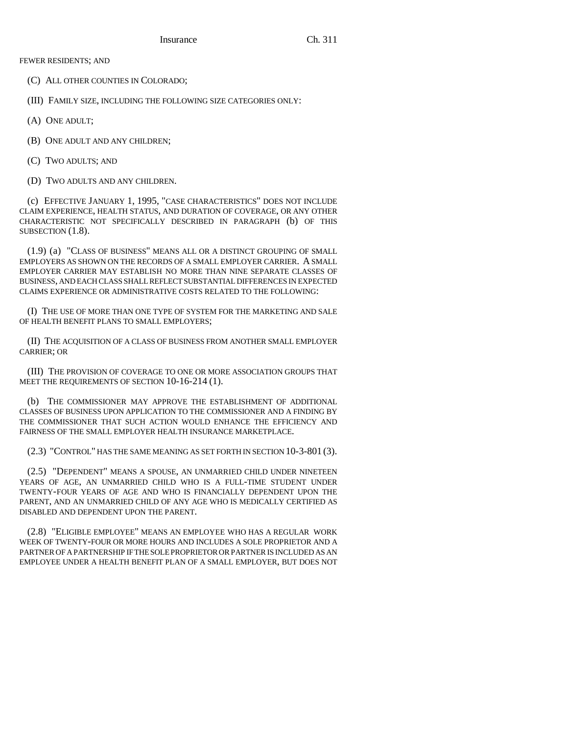FEWER RESIDENTS; AND

(C) ALL OTHER COUNTIES IN COLORADO;

(III) FAMILY SIZE, INCLUDING THE FOLLOWING SIZE CATEGORIES ONLY:

(A) ONE ADULT;

(B) ONE ADULT AND ANY CHILDREN;

(C) TWO ADULTS; AND

(D) TWO ADULTS AND ANY CHILDREN.

(c) EFFECTIVE JANUARY 1, 1995, "CASE CHARACTERISTICS" DOES NOT INCLUDE CLAIM EXPERIENCE, HEALTH STATUS, AND DURATION OF COVERAGE, OR ANY OTHER CHARACTERISTIC NOT SPECIFICALLY DESCRIBED IN PARAGRAPH (b) OF THIS SUBSECTION (1.8).

(1.9) (a) "CLASS OF BUSINESS" MEANS ALL OR A DISTINCT GROUPING OF SMALL EMPLOYERS AS SHOWN ON THE RECORDS OF A SMALL EMPLOYER CARRIER. A SMALL EMPLOYER CARRIER MAY ESTABLISH NO MORE THAN NINE SEPARATE CLASSES OF BUSINESS, AND EACH CLASS SHALL REFLECT SUBSTANTIAL DIFFERENCES IN EXPECTED CLAIMS EXPERIENCE OR ADMINISTRATIVE COSTS RELATED TO THE FOLLOWING:

(I) THE USE OF MORE THAN ONE TYPE OF SYSTEM FOR THE MARKETING AND SALE OF HEALTH BENEFIT PLANS TO SMALL EMPLOYERS;

(II) THE ACQUISITION OF A CLASS OF BUSINESS FROM ANOTHER SMALL EMPLOYER CARRIER; OR

(III) THE PROVISION OF COVERAGE TO ONE OR MORE ASSOCIATION GROUPS THAT MEET THE REQUIREMENTS OF SECTION 10-16-214 (1).

(b) THE COMMISSIONER MAY APPROVE THE ESTABLISHMENT OF ADDITIONAL CLASSES OF BUSINESS UPON APPLICATION TO THE COMMISSIONER AND A FINDING BY THE COMMISSIONER THAT SUCH ACTION WOULD ENHANCE THE EFFICIENCY AND FAIRNESS OF THE SMALL EMPLOYER HEALTH INSURANCE MARKETPLACE.

(2.3) "CONTROL" HAS THE SAME MEANING AS SET FORTH IN SECTION 10-3-801 (3).

(2.5) "DEPENDENT" MEANS A SPOUSE, AN UNMARRIED CHILD UNDER NINETEEN YEARS OF AGE, AN UNMARRIED CHILD WHO IS A FULL-TIME STUDENT UNDER TWENTY-FOUR YEARS OF AGE AND WHO IS FINANCIALLY DEPENDENT UPON THE PARENT, AND AN UNMARRIED CHILD OF ANY AGE WHO IS MEDICALLY CERTIFIED AS DISABLED AND DEPENDENT UPON THE PARENT.

(2.8) "ELIGIBLE EMPLOYEE" MEANS AN EMPLOYEE WHO HAS A REGULAR WORK WEEK OF TWENTY-FOUR OR MORE HOURS AND INCLUDES A SOLE PROPRIETOR AND A PARTNER OF A PARTNERSHIP IF THE SOLE PROPRIETOR OR PARTNER IS INCLUDED AS AN EMPLOYEE UNDER A HEALTH BENEFIT PLAN OF A SMALL EMPLOYER, BUT DOES NOT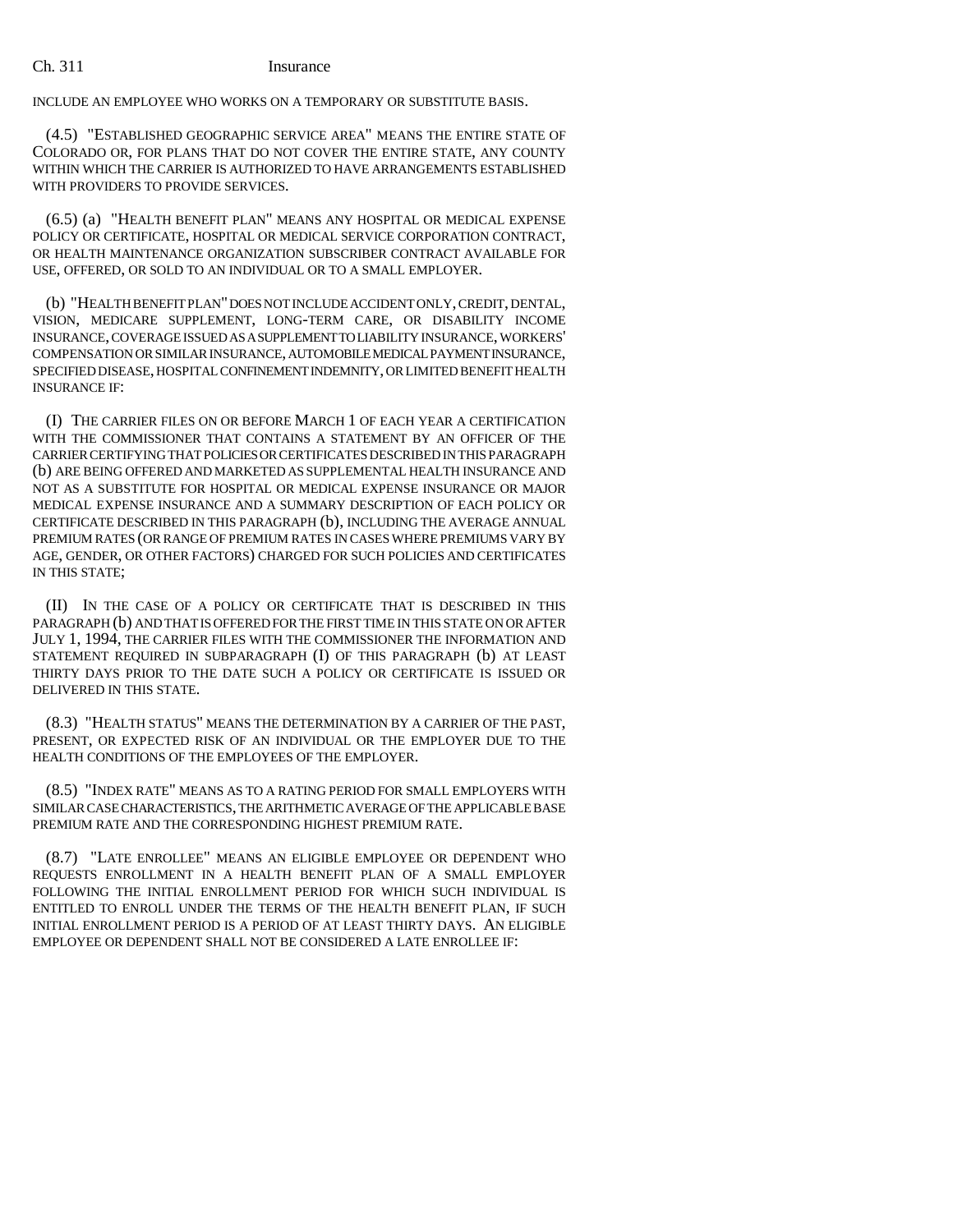INCLUDE AN EMPLOYEE WHO WORKS ON A TEMPORARY OR SUBSTITUTE BASIS.

(4.5) "ESTABLISHED GEOGRAPHIC SERVICE AREA" MEANS THE ENTIRE STATE OF COLORADO OR, FOR PLANS THAT DO NOT COVER THE ENTIRE STATE, ANY COUNTY WITHIN WHICH THE CARRIER IS AUTHORIZED TO HAVE ARRANGEMENTS ESTABLISHED WITH PROVIDERS TO PROVIDE SERVICES.

(6.5) (a) "HEALTH BENEFIT PLAN" MEANS ANY HOSPITAL OR MEDICAL EXPENSE POLICY OR CERTIFICATE, HOSPITAL OR MEDICAL SERVICE CORPORATION CONTRACT, OR HEALTH MAINTENANCE ORGANIZATION SUBSCRIBER CONTRACT AVAILABLE FOR USE, OFFERED, OR SOLD TO AN INDIVIDUAL OR TO A SMALL EMPLOYER.

(b) "HEALTH BENEFIT PLAN" DOES NOT INCLUDE ACCIDENT ONLY, CREDIT, DENTAL, VISION, MEDICARE SUPPLEMENT, LONG-TERM CARE, OR DISABILITY INCOME INSURANCE, COVERAGE ISSUED AS A SUPPLEMENT TO LIABILITY INSURANCE, WORKERS' COMPENSATION OR SIMILAR INSURANCE, AUTOMOBILE MEDICAL PAYMENT INSURANCE, SPECIFIED DISEASE, HOSPITAL CONFINEMENT INDEMNITY, OR LIMITED BENEFIT HEALTH INSURANCE IF:

(I) THE CARRIER FILES ON OR BEFORE MARCH 1 OF EACH YEAR A CERTIFICATION WITH THE COMMISSIONER THAT CONTAINS A STATEMENT BY AN OFFICER OF THE CARRIER CERTIFYING THAT POLICIES OR CERTIFICATES DESCRIBED IN THIS PARAGRAPH (b) ARE BEING OFFERED AND MARKETED AS SUPPLEMENTAL HEALTH INSURANCE AND NOT AS A SUBSTITUTE FOR HOSPITAL OR MEDICAL EXPENSE INSURANCE OR MAJOR MEDICAL EXPENSE INSURANCE AND A SUMMARY DESCRIPTION OF EACH POLICY OR CERTIFICATE DESCRIBED IN THIS PARAGRAPH (b), INCLUDING THE AVERAGE ANNUAL PREMIUM RATES (OR RANGE OF PREMIUM RATES IN CASES WHERE PREMIUMS VARY BY AGE, GENDER, OR OTHER FACTORS) CHARGED FOR SUCH POLICIES AND CERTIFICATES IN THIS STATE;

(II) IN THE CASE OF A POLICY OR CERTIFICATE THAT IS DESCRIBED IN THIS PARAGRAPH (b) AND THAT IS OFFERED FOR THE FIRST TIME IN THIS STATE ON OR AFTER JULY 1, 1994, THE CARRIER FILES WITH THE COMMISSIONER THE INFORMATION AND STATEMENT REQUIRED IN SUBPARAGRAPH (I) OF THIS PARAGRAPH (b) AT LEAST THIRTY DAYS PRIOR TO THE DATE SUCH A POLICY OR CERTIFICATE IS ISSUED OR DELIVERED IN THIS STATE.

(8.3) "HEALTH STATUS" MEANS THE DETERMINATION BY A CARRIER OF THE PAST, PRESENT, OR EXPECTED RISK OF AN INDIVIDUAL OR THE EMPLOYER DUE TO THE HEALTH CONDITIONS OF THE EMPLOYEES OF THE EMPLOYER.

(8.5) "INDEX RATE" MEANS AS TO A RATING PERIOD FOR SMALL EMPLOYERS WITH SIMILAR CASE CHARACTERISTICS, THE ARITHMETIC AVERAGE OF THE APPLICABLE BASE PREMIUM RATE AND THE CORRESPONDING HIGHEST PREMIUM RATE.

(8.7) "LATE ENROLLEE" MEANS AN ELIGIBLE EMPLOYEE OR DEPENDENT WHO REQUESTS ENROLLMENT IN A HEALTH BENEFIT PLAN OF A SMALL EMPLOYER FOLLOWING THE INITIAL ENROLLMENT PERIOD FOR WHICH SUCH INDIVIDUAL IS ENTITLED TO ENROLL UNDER THE TERMS OF THE HEALTH BENEFIT PLAN, IF SUCH INITIAL ENROLLMENT PERIOD IS A PERIOD OF AT LEAST THIRTY DAYS. AN ELIGIBLE EMPLOYEE OR DEPENDENT SHALL NOT BE CONSIDERED A LATE ENROLLEE IF: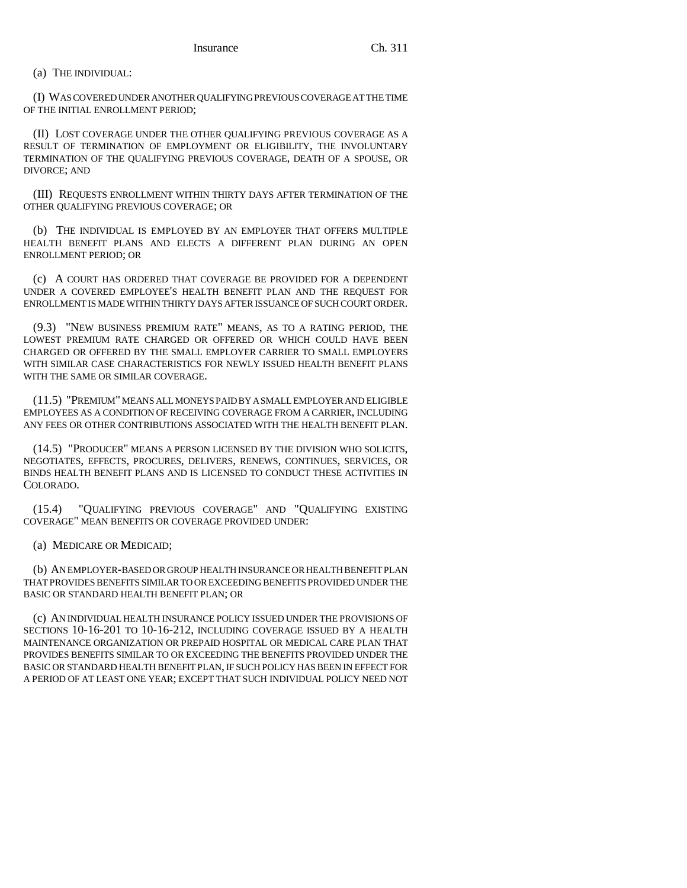(a) THE INDIVIDUAL:

(I) WAS COVERED UNDER ANOTHER QUALIFYING PREVIOUS COVERAGE AT THE TIME OF THE INITIAL ENROLLMENT PERIOD;

(II) LOST COVERAGE UNDER THE OTHER QUALIFYING PREVIOUS COVERAGE AS A RESULT OF TERMINATION OF EMPLOYMENT OR ELIGIBILITY, THE INVOLUNTARY TERMINATION OF THE QUALIFYING PREVIOUS COVERAGE, DEATH OF A SPOUSE, OR DIVORCE; AND

(III) REQUESTS ENROLLMENT WITHIN THIRTY DAYS AFTER TERMINATION OF THE OTHER QUALIFYING PREVIOUS COVERAGE; OR

(b) THE INDIVIDUAL IS EMPLOYED BY AN EMPLOYER THAT OFFERS MULTIPLE HEALTH BENEFIT PLANS AND ELECTS A DIFFERENT PLAN DURING AN OPEN ENROLLMENT PERIOD; OR

(c) A COURT HAS ORDERED THAT COVERAGE BE PROVIDED FOR A DEPENDENT UNDER A COVERED EMPLOYEE'S HEALTH BENEFIT PLAN AND THE REQUEST FOR ENROLLMENT IS MADE WITHIN THIRTY DAYS AFTER ISSUANCE OF SUCH COURT ORDER.

(9.3) "NEW BUSINESS PREMIUM RATE" MEANS, AS TO A RATING PERIOD, THE LOWEST PREMIUM RATE CHARGED OR OFFERED OR WHICH COULD HAVE BEEN CHARGED OR OFFERED BY THE SMALL EMPLOYER CARRIER TO SMALL EMPLOYERS WITH SIMILAR CASE CHARACTERISTICS FOR NEWLY ISSUED HEALTH BENEFIT PLANS WITH THE SAME OR SIMILAR COVERAGE.

(11.5) "PREMIUM" MEANS ALL MONEYS PAID BY A SMALL EMPLOYER AND ELIGIBLE EMPLOYEES AS A CONDITION OF RECEIVING COVERAGE FROM A CARRIER, INCLUDING ANY FEES OR OTHER CONTRIBUTIONS ASSOCIATED WITH THE HEALTH BENEFIT PLAN.

(14.5) "PRODUCER" MEANS A PERSON LICENSED BY THE DIVISION WHO SOLICITS, NEGOTIATES, EFFECTS, PROCURES, DELIVERS, RENEWS, CONTINUES, SERVICES, OR BINDS HEALTH BENEFIT PLANS AND IS LICENSED TO CONDUCT THESE ACTIVITIES IN COLORADO.

(15.4) "QUALIFYING PREVIOUS COVERAGE" AND "QUALIFYING EXISTING COVERAGE" MEAN BENEFITS OR COVERAGE PROVIDED UNDER:

(a) MEDICARE OR MEDICAID;

(b) AN EMPLOYER-BASED OR GROUP HEALTH INSURANCE OR HEALTH BENEFIT PLAN THAT PROVIDES BENEFITS SIMILAR TO OR EXCEEDING BENEFITS PROVIDED UNDER THE BASIC OR STANDARD HEALTH BENEFIT PLAN; OR

(c) AN INDIVIDUAL HEALTH INSURANCE POLICY ISSUED UNDER THE PROVISIONS OF SECTIONS 10-16-201 TO 10-16-212, INCLUDING COVERAGE ISSUED BY A HEALTH MAINTENANCE ORGANIZATION OR PREPAID HOSPITAL OR MEDICAL CARE PLAN THAT PROVIDES BENEFITS SIMILAR TO OR EXCEEDING THE BENEFITS PROVIDED UNDER THE BASIC OR STANDARD HEALTH BENEFIT PLAN, IF SUCH POLICY HAS BEEN IN EFFECT FOR A PERIOD OF AT LEAST ONE YEAR; EXCEPT THAT SUCH INDIVIDUAL POLICY NEED NOT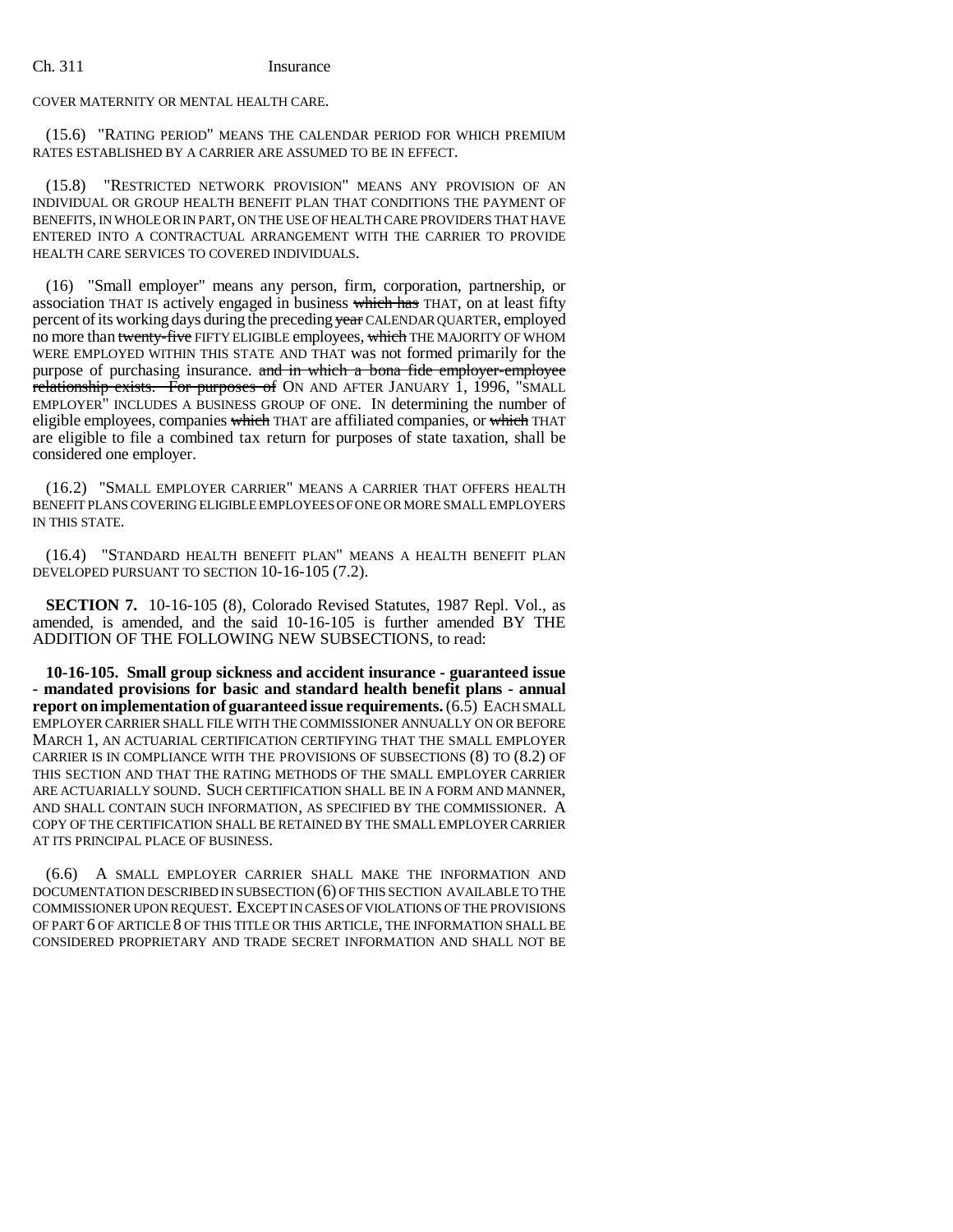COVER MATERNITY OR MENTAL HEALTH CARE.

(15.6) "RATING PERIOD" MEANS THE CALENDAR PERIOD FOR WHICH PREMIUM RATES ESTABLISHED BY A CARRIER ARE ASSUMED TO BE IN EFFECT.

(15.8) "RESTRICTED NETWORK PROVISION" MEANS ANY PROVISION OF AN INDIVIDUAL OR GROUP HEALTH BENEFIT PLAN THAT CONDITIONS THE PAYMENT OF BENEFITS, IN WHOLE OR IN PART, ON THE USE OF HEALTH CARE PROVIDERS THAT HAVE ENTERED INTO A CONTRACTUAL ARRANGEMENT WITH THE CARRIER TO PROVIDE HEALTH CARE SERVICES TO COVERED INDIVIDUALS.

(16) "Small employer" means any person, firm, corporation, partnership, or association THAT IS actively engaged in business ~~which has~~ THAT, on at least fifty percent of its working days during the preceding ~~year~~ CALENDAR QUARTER, employed no more than ~~twenty-five~~ FIFTY ELIGIBLE employees, ~~which~~ THE MAJORITY OF WHOM WERE EMPLOYED WITHIN THIS STATE AND THAT was not formed primarily for the purpose of purchasing insurance. ~~and in which a bona fide employer-employee relationship exists. For purposes of~~ ON AND AFTER JANUARY 1, 1996, "SMALL EMPLOYER" INCLUDES A BUSINESS GROUP OF ONE. IN determining the number of eligible employees, companies ~~which~~ THAT are affiliated companies, or ~~which~~ THAT are eligible to file a combined tax return for purposes of state taxation, shall be considered one employer.

(16.2) "SMALL EMPLOYER CARRIER" MEANS A CARRIER THAT OFFERS HEALTH BENEFIT PLANS COVERING ELIGIBLE EMPLOYEES OF ONE OR MORE SMALL EMPLOYERS IN THIS STATE.

(16.4) "STANDARD HEALTH BENEFIT PLAN" MEANS A HEALTH BENEFIT PLAN DEVELOPED PURSUANT TO SECTION 10-16-105 (7.2).

**SECTION 7.** 10-16-105 (8), Colorado Revised Statutes, 1987 Repl. Vol., as amended, is amended, and the said 10-16-105 is further amended BY THE ADDITION OF THE FOLLOWING NEW SUBSECTIONS, to read:

**10-16-105. Small group sickness and accident insurance - guaranteed issue - mandated provisions for basic and standard health benefit plans - annual report on implementation of guaranteed issue requirements.** (6.5) EACH SMALL EMPLOYER CARRIER SHALL FILE WITH THE COMMISSIONER ANNUALLY ON OR BEFORE MARCH 1, AN ACTUARIAL CERTIFICATION CERTIFYING THAT THE SMALL EMPLOYER CARRIER IS IN COMPLIANCE WITH THE PROVISIONS OF SUBSECTIONS (8) TO (8.2) OF THIS SECTION AND THAT THE RATING METHODS OF THE SMALL EMPLOYER CARRIER ARE ACTUARIALLY SOUND. SUCH CERTIFICATION SHALL BE IN A FORM AND MANNER, AND SHALL CONTAIN SUCH INFORMATION, AS SPECIFIED BY THE COMMISSIONER. A COPY OF THE CERTIFICATION SHALL BE RETAINED BY THE SMALL EMPLOYER CARRIER AT ITS PRINCIPAL PLACE OF BUSINESS.

(6.6) A SMALL EMPLOYER CARRIER SHALL MAKE THE INFORMATION AND DOCUMENTATION DESCRIBED IN SUBSECTION (6) OF THIS SECTION AVAILABLE TO THE COMMISSIONER UPON REQUEST. EXCEPT IN CASES OF VIOLATIONS OF THE PROVISIONS OF PART 6 OF ARTICLE 8 OF THIS TITLE OR THIS ARTICLE, THE INFORMATION SHALL BE CONSIDERED PROPRIETARY AND TRADE SECRET INFORMATION AND SHALL NOT BE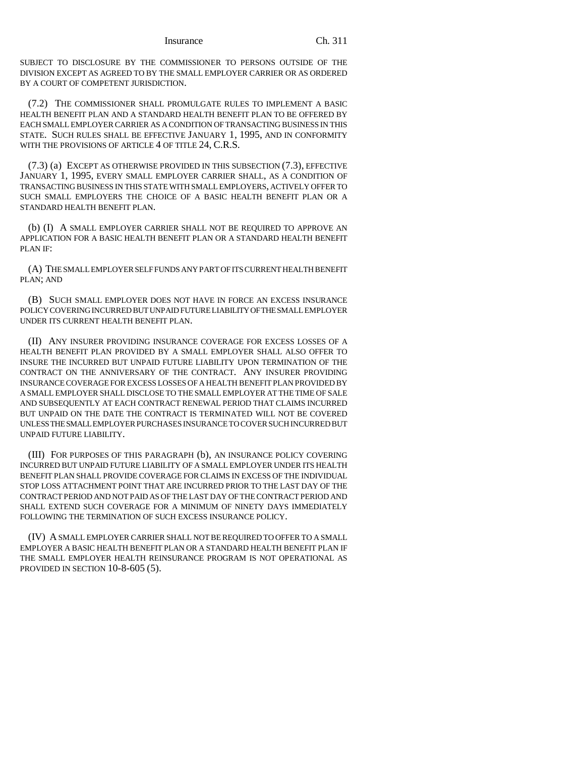SUBJECT TO DISCLOSURE BY THE COMMISSIONER TO PERSONS OUTSIDE OF THE DIVISION EXCEPT AS AGREED TO BY THE SMALL EMPLOYER CARRIER OR AS ORDERED BY A COURT OF COMPETENT JURISDICTION.

(7.2) THE COMMISSIONER SHALL PROMULGATE RULES TO IMPLEMENT A BASIC HEALTH BENEFIT PLAN AND A STANDARD HEALTH BENEFIT PLAN TO BE OFFERED BY EACH SMALL EMPLOYER CARRIER AS A CONDITION OF TRANSACTING BUSINESS IN THIS STATE. SUCH RULES SHALL BE EFFECTIVE JANUARY 1, 1995, AND IN CONFORMITY WITH THE PROVISIONS OF ARTICLE 4 OF TITLE 24, C.R.S.

(7.3) (a) EXCEPT AS OTHERWISE PROVIDED IN THIS SUBSECTION (7.3), EFFECTIVE JANUARY 1, 1995, EVERY SMALL EMPLOYER CARRIER SHALL, AS A CONDITION OF TRANSACTING BUSINESS IN THIS STATE WITH SMALL EMPLOYERS, ACTIVELY OFFER TO SUCH SMALL EMPLOYERS THE CHOICE OF A BASIC HEALTH BENEFIT PLAN OR A STANDARD HEALTH BENEFIT PLAN.

(b) (I) A SMALL EMPLOYER CARRIER SHALL NOT BE REQUIRED TO APPROVE AN APPLICATION FOR A BASIC HEALTH BENEFIT PLAN OR A STANDARD HEALTH BENEFIT PLAN IF:

(A) THE SMALL EMPLOYER SELF FUNDS ANY PART OF ITS CURRENT HEALTH BENEFIT PLAN; AND

(B) SUCH SMALL EMPLOYER DOES NOT HAVE IN FORCE AN EXCESS INSURANCE POLICY COVERING INCURRED BUT UNPAID FUTURE LIABILITY OF THE SMALL EMPLOYER UNDER ITS CURRENT HEALTH BENEFIT PLAN.

(II) ANY INSURER PROVIDING INSURANCE COVERAGE FOR EXCESS LOSSES OF A HEALTH BENEFIT PLAN PROVIDED BY A SMALL EMPLOYER SHALL ALSO OFFER TO INSURE THE INCURRED BUT UNPAID FUTURE LIABILITY UPON TERMINATION OF THE CONTRACT ON THE ANNIVERSARY OF THE CONTRACT. ANY INSURER PROVIDING INSURANCE COVERAGE FOR EXCESS LOSSES OF A HEALTH BENEFIT PLAN PROVIDED BY A SMALL EMPLOYER SHALL DISCLOSE TO THE SMALL EMPLOYER AT THE TIME OF SALE AND SUBSEQUENTLY AT EACH CONTRACT RENEWAL PERIOD THAT CLAIMS INCURRED BUT UNPAID ON THE DATE THE CONTRACT IS TERMINATED WILL NOT BE COVERED UNLESS THE SMALL EMPLOYER PURCHASES INSURANCE TO COVER SUCH INCURRED BUT UNPAID FUTURE LIABILITY.

(III) FOR PURPOSES OF THIS PARAGRAPH (b), AN INSURANCE POLICY COVERING INCURRED BUT UNPAID FUTURE LIABILITY OF A SMALL EMPLOYER UNDER ITS HEALTH BENEFIT PLAN SHALL PROVIDE COVERAGE FOR CLAIMS IN EXCESS OF THE INDIVIDUAL STOP LOSS ATTACHMENT POINT THAT ARE INCURRED PRIOR TO THE LAST DAY OF THE CONTRACT PERIOD AND NOT PAID AS OF THE LAST DAY OF THE CONTRACT PERIOD AND SHALL EXTEND SUCH COVERAGE FOR A MINIMUM OF NINETY DAYS IMMEDIATELY FOLLOWING THE TERMINATION OF SUCH EXCESS INSURANCE POLICY.

(IV) A SMALL EMPLOYER CARRIER SHALL NOT BE REQUIRED TO OFFER TO A SMALL EMPLOYER A BASIC HEALTH BENEFIT PLAN OR A STANDARD HEALTH BENEFIT PLAN IF THE SMALL EMPLOYER HEALTH REINSURANCE PROGRAM IS NOT OPERATIONAL AS PROVIDED IN SECTION 10-8-605 (5).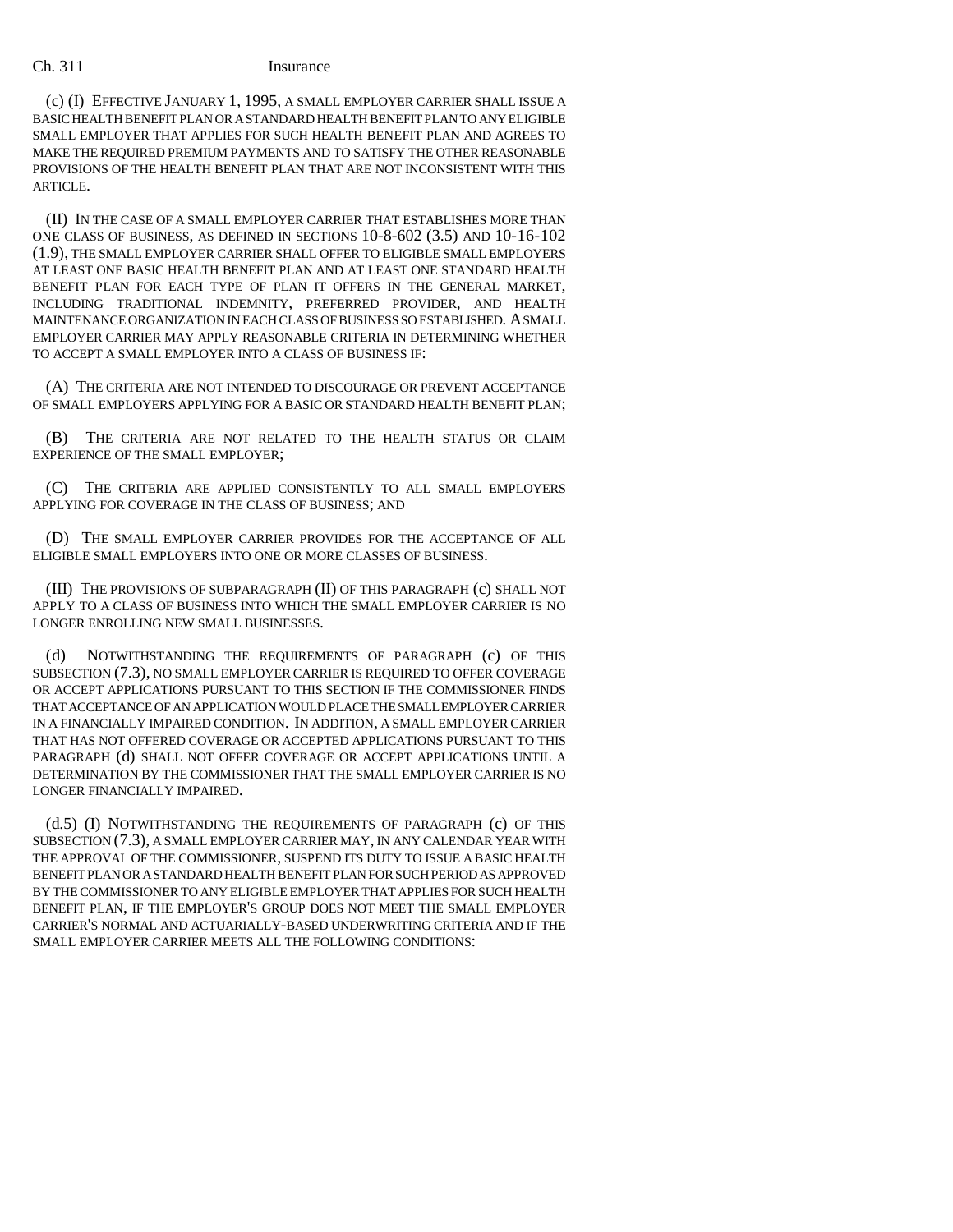(c) (I) EFFECTIVE JANUARY 1, 1995, A SMALL EMPLOYER CARRIER SHALL ISSUE A BASIC HEALTH BENEFIT PLAN OR A STANDARD HEALTH BENEFIT PLAN TO ANY ELIGIBLE SMALL EMPLOYER THAT APPLIES FOR SUCH HEALTH BENEFIT PLAN AND AGREES TO MAKE THE REQUIRED PREMIUM PAYMENTS AND TO SATISFY THE OTHER REASONABLE PROVISIONS OF THE HEALTH BENEFIT PLAN THAT ARE NOT INCONSISTENT WITH THIS ARTICLE.

(II) IN THE CASE OF A SMALL EMPLOYER CARRIER THAT ESTABLISHES MORE THAN ONE CLASS OF BUSINESS, AS DEFINED IN SECTIONS 10-8-602 (3.5) AND 10-16-102 (1.9), THE SMALL EMPLOYER CARRIER SHALL OFFER TO ELIGIBLE SMALL EMPLOYERS AT LEAST ONE BASIC HEALTH BENEFIT PLAN AND AT LEAST ONE STANDARD HEALTH BENEFIT PLAN FOR EACH TYPE OF PLAN IT OFFERS IN THE GENERAL MARKET, INCLUDING TRADITIONAL INDEMNITY, PREFERRED PROVIDER, AND HEALTH MAINTENANCE ORGANIZATION IN EACH CLASS OF BUSINESS SO ESTABLISHED. A SMALL EMPLOYER CARRIER MAY APPLY REASONABLE CRITERIA IN DETERMINING WHETHER TO ACCEPT A SMALL EMPLOYER INTO A CLASS OF BUSINESS IF:

(A) THE CRITERIA ARE NOT INTENDED TO DISCOURAGE OR PREVENT ACCEPTANCE OF SMALL EMPLOYERS APPLYING FOR A BASIC OR STANDARD HEALTH BENEFIT PLAN;

(B) THE CRITERIA ARE NOT RELATED TO THE HEALTH STATUS OR CLAIM EXPERIENCE OF THE SMALL EMPLOYER;

(C) THE CRITERIA ARE APPLIED CONSISTENTLY TO ALL SMALL EMPLOYERS APPLYING FOR COVERAGE IN THE CLASS OF BUSINESS; AND

(D) THE SMALL EMPLOYER CARRIER PROVIDES FOR THE ACCEPTANCE OF ALL ELIGIBLE SMALL EMPLOYERS INTO ONE OR MORE CLASSES OF BUSINESS.

(III) THE PROVISIONS OF SUBPARAGRAPH (II) OF THIS PARAGRAPH (c) SHALL NOT APPLY TO A CLASS OF BUSINESS INTO WHICH THE SMALL EMPLOYER CARRIER IS NO LONGER ENROLLING NEW SMALL BUSINESSES.

(d) NOTWITHSTANDING THE REQUIREMENTS OF PARAGRAPH (c) OF THIS SUBSECTION (7.3), NO SMALL EMPLOYER CARRIER IS REQUIRED TO OFFER COVERAGE OR ACCEPT APPLICATIONS PURSUANT TO THIS SECTION IF THE COMMISSIONER FINDS THAT ACCEPTANCE OF AN APPLICATION WOULD PLACE THE SMALL EMPLOYER CARRIER IN A FINANCIALLY IMPAIRED CONDITION. IN ADDITION, A SMALL EMPLOYER CARRIER THAT HAS NOT OFFERED COVERAGE OR ACCEPTED APPLICATIONS PURSUANT TO THIS PARAGRAPH (d) SHALL NOT OFFER COVERAGE OR ACCEPT APPLICATIONS UNTIL A DETERMINATION BY THE COMMISSIONER THAT THE SMALL EMPLOYER CARRIER IS NO LONGER FINANCIALLY IMPAIRED.

(d.5) (I) NOTWITHSTANDING THE REQUIREMENTS OF PARAGRAPH (c) OF THIS SUBSECTION (7.3), A SMALL EMPLOYER CARRIER MAY, IN ANY CALENDAR YEAR WITH THE APPROVAL OF THE COMMISSIONER, SUSPEND ITS DUTY TO ISSUE A BASIC HEALTH BENEFIT PLAN OR A STANDARD HEALTH BENEFIT PLAN FOR SUCH PERIOD AS APPROVED BY THE COMMISSIONER TO ANY ELIGIBLE EMPLOYER THAT APPLIES FOR SUCH HEALTH BENEFIT PLAN, IF THE EMPLOYER'S GROUP DOES NOT MEET THE SMALL EMPLOYER CARRIER'S NORMAL AND ACTUARIALLY-BASED UNDERWRITING CRITERIA AND IF THE SMALL EMPLOYER CARRIER MEETS ALL THE FOLLOWING CONDITIONS: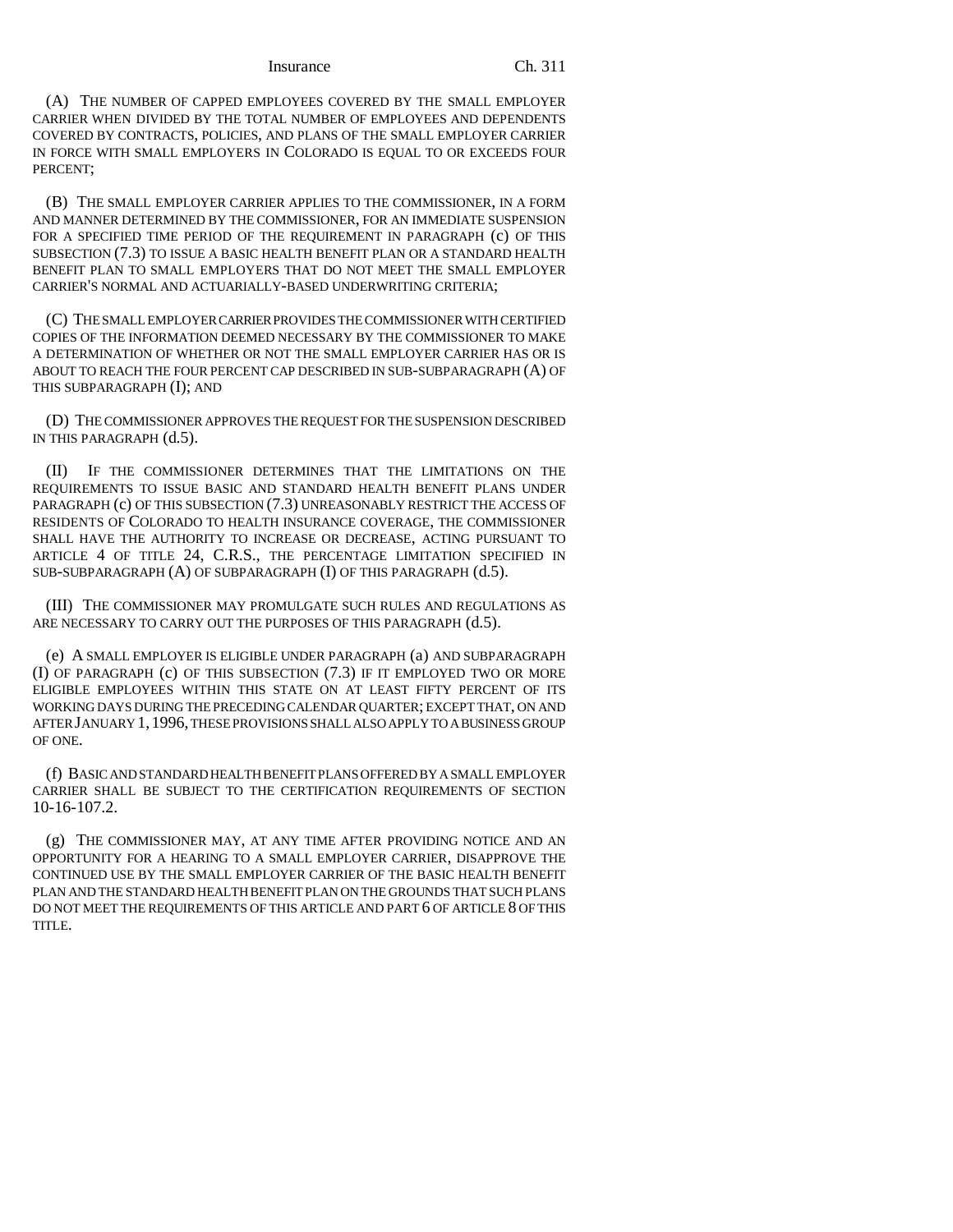(A) THE NUMBER OF CAPPED EMPLOYEES COVERED BY THE SMALL EMPLOYER CARRIER WHEN DIVIDED BY THE TOTAL NUMBER OF EMPLOYEES AND DEPENDENTS COVERED BY CONTRACTS, POLICIES, AND PLANS OF THE SMALL EMPLOYER CARRIER IN FORCE WITH SMALL EMPLOYERS IN COLORADO IS EQUAL TO OR EXCEEDS FOUR PERCENT;

(B) THE SMALL EMPLOYER CARRIER APPLIES TO THE COMMISSIONER, IN A FORM AND MANNER DETERMINED BY THE COMMISSIONER, FOR AN IMMEDIATE SUSPENSION FOR A SPECIFIED TIME PERIOD OF THE REQUIREMENT IN PARAGRAPH (c) OF THIS SUBSECTION (7.3) TO ISSUE A BASIC HEALTH BENEFIT PLAN OR A STANDARD HEALTH BENEFIT PLAN TO SMALL EMPLOYERS THAT DO NOT MEET THE SMALL EMPLOYER CARRIER'S NORMAL AND ACTUARIALLY-BASED UNDERWRITING CRITERIA;

(C) THE SMALL EMPLOYER CARRIER PROVIDES THE COMMISSIONER WITH CERTIFIED COPIES OF THE INFORMATION DEEMED NECESSARY BY THE COMMISSIONER TO MAKE A DETERMINATION OF WHETHER OR NOT THE SMALL EMPLOYER CARRIER HAS OR IS ABOUT TO REACH THE FOUR PERCENT CAP DESCRIBED IN SUB-SUBPARAGRAPH (A) OF THIS SUBPARAGRAPH (I); AND

(D) THE COMMISSIONER APPROVES THE REQUEST FOR THE SUSPENSION DESCRIBED IN THIS PARAGRAPH (d.5).

(II) IF THE COMMISSIONER DETERMINES THAT THE LIMITATIONS ON THE REQUIREMENTS TO ISSUE BASIC AND STANDARD HEALTH BENEFIT PLANS UNDER PARAGRAPH (c) OF THIS SUBSECTION (7.3) UNREASONABLY RESTRICT THE ACCESS OF RESIDENTS OF COLORADO TO HEALTH INSURANCE COVERAGE, THE COMMISSIONER SHALL HAVE THE AUTHORITY TO INCREASE OR DECREASE, ACTING PURSUANT TO ARTICLE 4 OF TITLE 24, C.R.S., THE PERCENTAGE LIMITATION SPECIFIED IN SUB-SUBPARAGRAPH (A) OF SUBPARAGRAPH (I) OF THIS PARAGRAPH (d.5).

(III) THE COMMISSIONER MAY PROMULGATE SUCH RULES AND REGULATIONS AS ARE NECESSARY TO CARRY OUT THE PURPOSES OF THIS PARAGRAPH (d.5).

(e) A SMALL EMPLOYER IS ELIGIBLE UNDER PARAGRAPH (a) AND SUBPARAGRAPH (I) OF PARAGRAPH (c) OF THIS SUBSECTION (7.3) IF IT EMPLOYED TWO OR MORE ELIGIBLE EMPLOYEES WITHIN THIS STATE ON AT LEAST FIFTY PERCENT OF ITS WORKING DAYS DURING THE PRECEDING CALENDAR QUARTER; EXCEPT THAT, ON AND AFTER JANUARY 1, 1996, THESE PROVISIONS SHALL ALSO APPLY TO A BUSINESS GROUP OF ONE.

(f) BASIC AND STANDARD HEALTH BENEFIT PLANS OFFERED BY A SMALL EMPLOYER CARRIER SHALL BE SUBJECT TO THE CERTIFICATION REQUIREMENTS OF SECTION 10-16-107.2.

(g) THE COMMISSIONER MAY, AT ANY TIME AFTER PROVIDING NOTICE AND AN OPPORTUNITY FOR A HEARING TO A SMALL EMPLOYER CARRIER, DISAPPROVE THE CONTINUED USE BY THE SMALL EMPLOYER CARRIER OF THE BASIC HEALTH BENEFIT PLAN AND THE STANDARD HEALTH BENEFIT PLAN ON THE GROUNDS THAT SUCH PLANS DO NOT MEET THE REQUIREMENTS OF THIS ARTICLE AND PART 6 OF ARTICLE 8 OF THIS TITLE.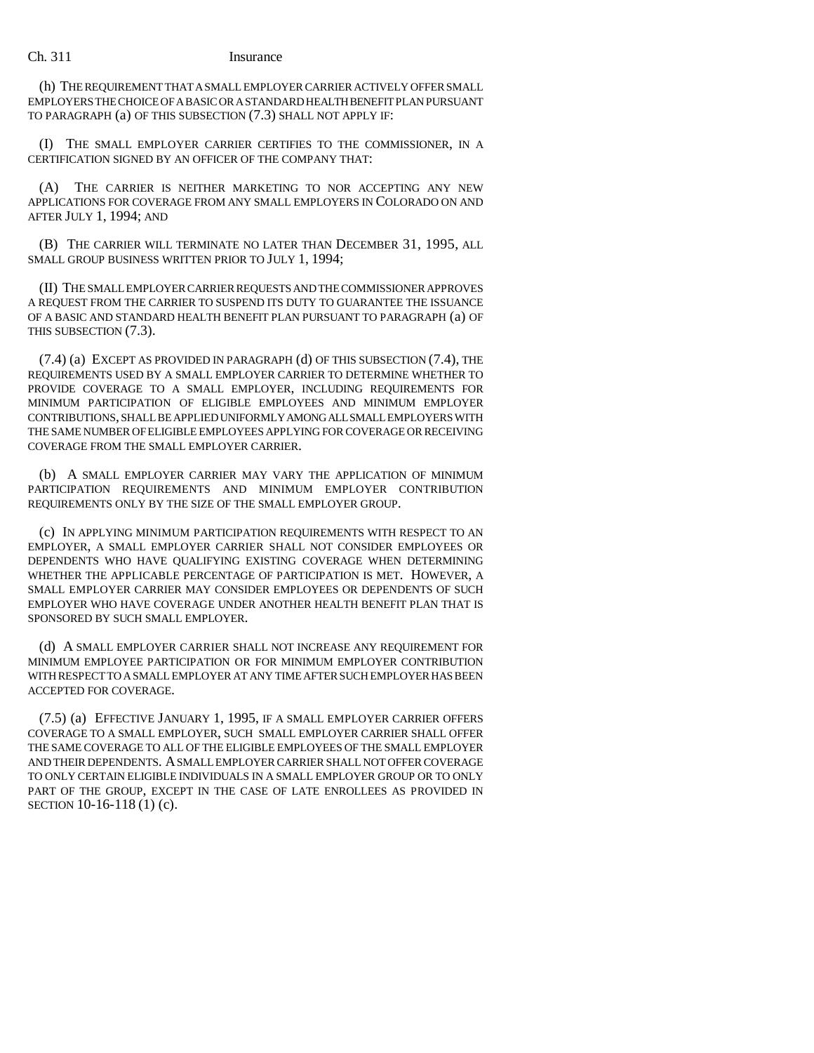(h) THE REQUIREMENT THAT A SMALL EMPLOYER CARRIER ACTIVELY OFFER SMALL EMPLOYERS THE CHOICE OF A BASIC OR A STANDARD HEALTH BENEFIT PLAN PURSUANT TO PARAGRAPH (a) OF THIS SUBSECTION (7.3) SHALL NOT APPLY IF:

(I) THE SMALL EMPLOYER CARRIER CERTIFIES TO THE COMMISSIONER, IN A CERTIFICATION SIGNED BY AN OFFICER OF THE COMPANY THAT:

(A) THE CARRIER IS NEITHER MARKETING TO NOR ACCEPTING ANY NEW APPLICATIONS FOR COVERAGE FROM ANY SMALL EMPLOYERS IN COLORADO ON AND AFTER JULY 1, 1994; AND

(B) THE CARRIER WILL TERMINATE NO LATER THAN DECEMBER 31, 1995, ALL SMALL GROUP BUSINESS WRITTEN PRIOR TO JULY 1, 1994;

(II) THE SMALL EMPLOYER CARRIER REQUESTS AND THE COMMISSIONER APPROVES A REQUEST FROM THE CARRIER TO SUSPEND ITS DUTY TO GUARANTEE THE ISSUANCE OF A BASIC AND STANDARD HEALTH BENEFIT PLAN PURSUANT TO PARAGRAPH (a) OF THIS SUBSECTION (7.3).

(7.4) (a) EXCEPT AS PROVIDED IN PARAGRAPH (d) OF THIS SUBSECTION (7.4), THE REQUIREMENTS USED BY A SMALL EMPLOYER CARRIER TO DETERMINE WHETHER TO PROVIDE COVERAGE TO A SMALL EMPLOYER, INCLUDING REQUIREMENTS FOR MINIMUM PARTICIPATION OF ELIGIBLE EMPLOYEES AND MINIMUM EMPLOYER CONTRIBUTIONS, SHALL BE APPLIED UNIFORMLY AMONG ALL SMALL EMPLOYERS WITH THE SAME NUMBER OF ELIGIBLE EMPLOYEES APPLYING FOR COVERAGE OR RECEIVING COVERAGE FROM THE SMALL EMPLOYER CARRIER.

(b) A SMALL EMPLOYER CARRIER MAY VARY THE APPLICATION OF MINIMUM PARTICIPATION REQUIREMENTS AND MINIMUM EMPLOYER CONTRIBUTION REQUIREMENTS ONLY BY THE SIZE OF THE SMALL EMPLOYER GROUP.

(c) IN APPLYING MINIMUM PARTICIPATION REQUIREMENTS WITH RESPECT TO AN EMPLOYER, A SMALL EMPLOYER CARRIER SHALL NOT CONSIDER EMPLOYEES OR DEPENDENTS WHO HAVE QUALIFYING EXISTING COVERAGE WHEN DETERMINING WHETHER THE APPLICABLE PERCENTAGE OF PARTICIPATION IS MET. HOWEVER, A SMALL EMPLOYER CARRIER MAY CONSIDER EMPLOYEES OR DEPENDENTS OF SUCH EMPLOYER WHO HAVE COVERAGE UNDER ANOTHER HEALTH BENEFIT PLAN THAT IS SPONSORED BY SUCH SMALL EMPLOYER.

(d) A SMALL EMPLOYER CARRIER SHALL NOT INCREASE ANY REQUIREMENT FOR MINIMUM EMPLOYEE PARTICIPATION OR FOR MINIMUM EMPLOYER CONTRIBUTION WITH RESPECT TO A SMALL EMPLOYER AT ANY TIME AFTER SUCH EMPLOYER HAS BEEN ACCEPTED FOR COVERAGE.

(7.5) (a) EFFECTIVE JANUARY 1, 1995, IF A SMALL EMPLOYER CARRIER OFFERS COVERAGE TO A SMALL EMPLOYER, SUCH SMALL EMPLOYER CARRIER SHALL OFFER THE SAME COVERAGE TO ALL OF THE ELIGIBLE EMPLOYEES OF THE SMALL EMPLOYER AND THEIR DEPENDENTS. A SMALL EMPLOYER CARRIER SHALL NOT OFFER COVERAGE TO ONLY CERTAIN ELIGIBLE INDIVIDUALS IN A SMALL EMPLOYER GROUP OR TO ONLY PART OF THE GROUP, EXCEPT IN THE CASE OF LATE ENROLLEES AS PROVIDED IN SECTION 10-16-118 (1) (c).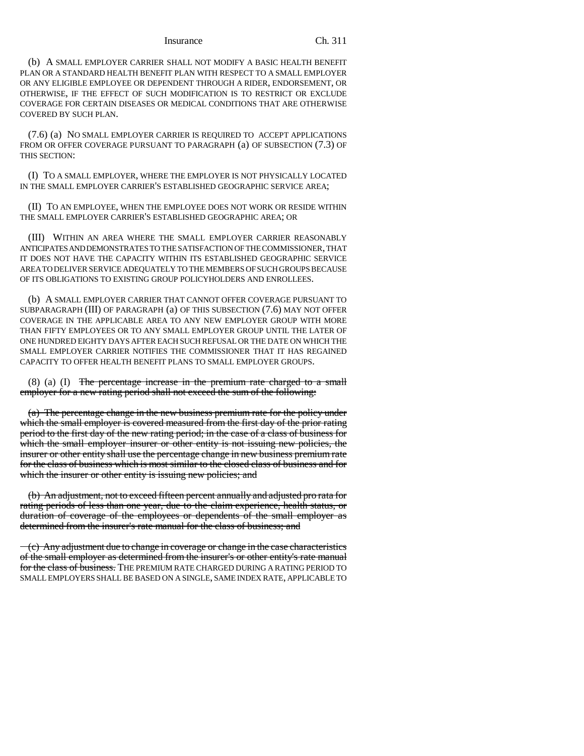(b) A SMALL EMPLOYER CARRIER SHALL NOT MODIFY A BASIC HEALTH BENEFIT PLAN OR A STANDARD HEALTH BENEFIT PLAN WITH RESPECT TO A SMALL EMPLOYER OR ANY ELIGIBLE EMPLOYEE OR DEPENDENT THROUGH A RIDER, ENDORSEMENT, OR OTHERWISE, IF THE EFFECT OF SUCH MODIFICATION IS TO RESTRICT OR EXCLUDE COVERAGE FOR CERTAIN DISEASES OR MEDICAL CONDITIONS THAT ARE OTHERWISE COVERED BY SUCH PLAN.

(7.6) (a) NO SMALL EMPLOYER CARRIER IS REQUIRED TO ACCEPT APPLICATIONS FROM OR OFFER COVERAGE PURSUANT TO PARAGRAPH (a) OF SUBSECTION (7.3) OF THIS SECTION:

(I) TO A SMALL EMPLOYER, WHERE THE EMPLOYER IS NOT PHYSICALLY LOCATED IN THE SMALL EMPLOYER CARRIER'S ESTABLISHED GEOGRAPHIC SERVICE AREA;

(II) TO AN EMPLOYEE, WHEN THE EMPLOYEE DOES NOT WORK OR RESIDE WITHIN THE SMALL EMPLOYER CARRIER'S ESTABLISHED GEOGRAPHIC AREA; OR

(III) WITHIN AN AREA WHERE THE SMALL EMPLOYER CARRIER REASONABLY ANTICIPATES AND DEMONSTRATES TO THE SATISFACTION OF THE COMMISSIONER, THAT IT DOES NOT HAVE THE CAPACITY WITHIN ITS ESTABLISHED GEOGRAPHIC SERVICE AREA TO DELIVER SERVICE ADEQUATELY TO THE MEMBERS OF SUCH GROUPS BECAUSE OF ITS OBLIGATIONS TO EXISTING GROUP POLICYHOLDERS AND ENROLLEES.

(b) A SMALL EMPLOYER CARRIER THAT CANNOT OFFER COVERAGE PURSUANT TO SUBPARAGRAPH (III) OF PARAGRAPH (a) OF THIS SUBSECTION (7.6) MAY NOT OFFER COVERAGE IN THE APPLICABLE AREA TO ANY NEW EMPLOYER GROUP WITH MORE THAN FIFTY EMPLOYEES OR TO ANY SMALL EMPLOYER GROUP UNTIL THE LATER OF ONE HUNDRED EIGHTY DAYS AFTER EACH SUCH REFUSAL OR THE DATE ON WHICH THE SMALL EMPLOYER CARRIER NOTIFIES THE COMMISSIONER THAT IT HAS REGAINED CAPACITY TO OFFER HEALTH BENEFIT PLANS TO SMALL EMPLOYER GROUPS.

(8) (a) (I) ~~The percentage increase in the premium rate charged to a small employer for a new rating period shall not exceed the sum of the following:~~

~~(a) The percentage change in the new business premium rate for the policy under which the small employer is covered measured from the first day of the prior rating period to the first day of the new rating period; in the case of a class of business for which the small employer insurer or other entity is not issuing new policies, the insurer or other entity shall use the percentage change in new business premium rate for the class of business which is most similar to the closed class of business and for which the insurer or other entity is issuing new policies; and~~

~~(b) An adjustment, not to exceed fifteen percent annually and adjusted pro rata for rating periods of less than one year, due to the claim experience, health status, or duration of coverage of the employees or dependents of the small employer as determined from the insurer's rate manual for the class of business; and~~

~~(c) Any adjustment due to change in coverage or change in the case characteristics of the small employer as determined from the insurer's or other entity's rate manual for the class of business.~~ THE PREMIUM RATE CHARGED DURING A RATING PERIOD TO SMALL EMPLOYERS SHALL BE BASED ON A SINGLE, SAME INDEX RATE, APPLICABLE TO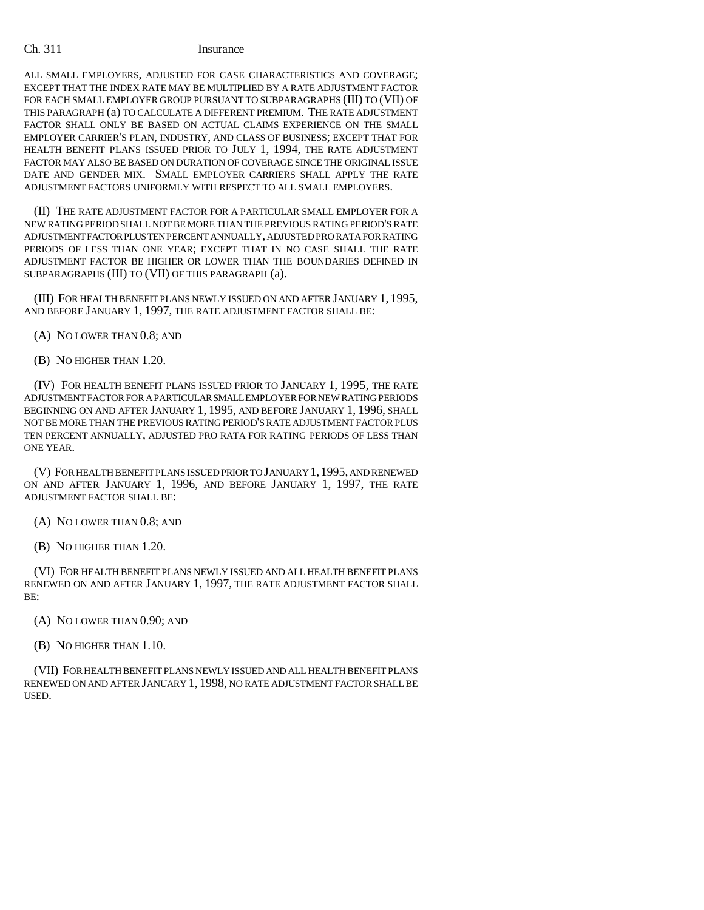ALL SMALL EMPLOYERS, ADJUSTED FOR CASE CHARACTERISTICS AND COVERAGE; EXCEPT THAT THE INDEX RATE MAY BE MULTIPLIED BY A RATE ADJUSTMENT FACTOR FOR EACH SMALL EMPLOYER GROUP PURSUANT TO SUBPARAGRAPHS (III) TO (VII) OF THIS PARAGRAPH (a) TO CALCULATE A DIFFERENT PREMIUM. THE RATE ADJUSTMENT FACTOR SHALL ONLY BE BASED ON ACTUAL CLAIMS EXPERIENCE ON THE SMALL EMPLOYER CARRIER'S PLAN, INDUSTRY, AND CLASS OF BUSINESS; EXCEPT THAT FOR HEALTH BENEFIT PLANS ISSUED PRIOR TO JULY 1, 1994, THE RATE ADJUSTMENT FACTOR MAY ALSO BE BASED ON DURATION OF COVERAGE SINCE THE ORIGINAL ISSUE DATE AND GENDER MIX. SMALL EMPLOYER CARRIERS SHALL APPLY THE RATE ADJUSTMENT FACTORS UNIFORMLY WITH RESPECT TO ALL SMALL EMPLOYERS.

(II) THE RATE ADJUSTMENT FACTOR FOR A PARTICULAR SMALL EMPLOYER FOR A NEW RATING PERIOD SHALL NOT BE MORE THAN THE PREVIOUS RATING PERIOD'S RATE ADJUSTMENT FACTOR PLUS TEN PERCENT ANNUALLY, ADJUSTED PRO RATA FOR RATING PERIODS OF LESS THAN ONE YEAR; EXCEPT THAT IN NO CASE SHALL THE RATE ADJUSTMENT FACTOR BE HIGHER OR LOWER THAN THE BOUNDARIES DEFINED IN SUBPARAGRAPHS (III) TO (VII) OF THIS PARAGRAPH (a).

(III) FOR HEALTH BENEFIT PLANS NEWLY ISSUED ON AND AFTER JANUARY 1, 1995, AND BEFORE JANUARY 1, 1997, THE RATE ADJUSTMENT FACTOR SHALL BE:

(A) NO LOWER THAN 0.8; AND

(B) NO HIGHER THAN 1.20.

(IV) FOR HEALTH BENEFIT PLANS ISSUED PRIOR TO JANUARY 1, 1995, THE RATE ADJUSTMENT FACTOR FOR A PARTICULAR SMALL EMPLOYER FOR NEW RATING PERIODS BEGINNING ON AND AFTER JANUARY 1, 1995, AND BEFORE JANUARY 1, 1996, SHALL NOT BE MORE THAN THE PREVIOUS RATING PERIOD'S RATE ADJUSTMENT FACTOR PLUS TEN PERCENT ANNUALLY, ADJUSTED PRO RATA FOR RATING PERIODS OF LESS THAN ONE YEAR.

(V) FOR HEALTH BENEFIT PLANS ISSUED PRIOR TO JANUARY 1, 1995, AND RENEWED ON AND AFTER JANUARY 1, 1996, AND BEFORE JANUARY 1, 1997, THE RATE ADJUSTMENT FACTOR SHALL BE:

(A) NO LOWER THAN 0.8; AND

(B) NO HIGHER THAN 1.20.

(VI) FOR HEALTH BENEFIT PLANS NEWLY ISSUED AND ALL HEALTH BENEFIT PLANS RENEWED ON AND AFTER JANUARY 1, 1997, THE RATE ADJUSTMENT FACTOR SHALL BE:

(A) NO LOWER THAN 0.90; AND

(B) NO HIGHER THAN 1.10.

(VII) FOR HEALTH BENEFIT PLANS NEWLY ISSUED AND ALL HEALTH BENEFIT PLANS RENEWED ON AND AFTER JANUARY 1, 1998, NO RATE ADJUSTMENT FACTOR SHALL BE USED.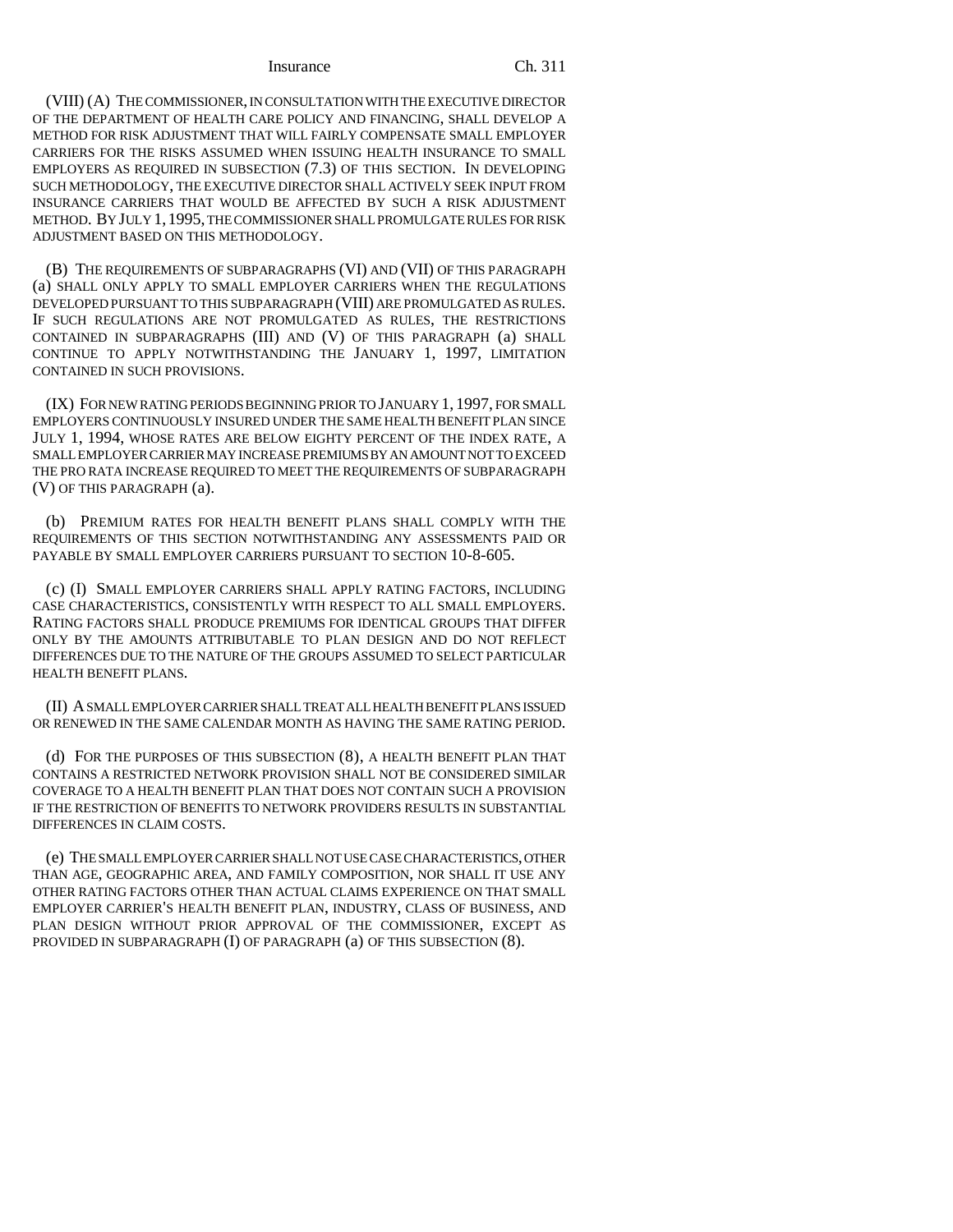(VIII) (A) THE COMMISSIONER, IN CONSULTATION WITH THE EXECUTIVE DIRECTOR OF THE DEPARTMENT OF HEALTH CARE POLICY AND FINANCING, SHALL DEVELOP A METHOD FOR RISK ADJUSTMENT THAT WILL FAIRLY COMPENSATE SMALL EMPLOYER CARRIERS FOR THE RISKS ASSUMED WHEN ISSUING HEALTH INSURANCE TO SMALL EMPLOYERS AS REQUIRED IN SUBSECTION (7.3) OF THIS SECTION. IN DEVELOPING SUCH METHODOLOGY, THE EXECUTIVE DIRECTOR SHALL ACTIVELY SEEK INPUT FROM INSURANCE CARRIERS THAT WOULD BE AFFECTED BY SUCH A RISK ADJUSTMENT METHOD. BY JULY 1, 1995, THE COMMISSIONER SHALL PROMULGATE RULES FOR RISK ADJUSTMENT BASED ON THIS METHODOLOGY.

(B) THE REQUIREMENTS OF SUBPARAGRAPHS (VI) AND (VII) OF THIS PARAGRAPH (a) SHALL ONLY APPLY TO SMALL EMPLOYER CARRIERS WHEN THE REGULATIONS DEVELOPED PURSUANT TO THIS SUBPARAGRAPH (VIII) ARE PROMULGATED AS RULES. IF SUCH REGULATIONS ARE NOT PROMULGATED AS RULES, THE RESTRICTIONS CONTAINED IN SUBPARAGRAPHS (III) AND (V) OF THIS PARAGRAPH (a) SHALL CONTINUE TO APPLY NOTWITHSTANDING THE JANUARY 1, 1997, LIMITATION CONTAINED IN SUCH PROVISIONS.

(IX) FOR NEW RATING PERIODS BEGINNING PRIOR TO JANUARY 1, 1997, FOR SMALL EMPLOYERS CONTINUOUSLY INSURED UNDER THE SAME HEALTH BENEFIT PLAN SINCE JULY 1, 1994, WHOSE RATES ARE BELOW EIGHTY PERCENT OF THE INDEX RATE, A SMALL EMPLOYER CARRIER MAY INCREASE PREMIUMS BY AN AMOUNT NOT TO EXCEED THE PRO RATA INCREASE REQUIRED TO MEET THE REQUIREMENTS OF SUBPARAGRAPH (V) OF THIS PARAGRAPH (a).

(b) PREMIUM RATES FOR HEALTH BENEFIT PLANS SHALL COMPLY WITH THE REQUIREMENTS OF THIS SECTION NOTWITHSTANDING ANY ASSESSMENTS PAID OR PAYABLE BY SMALL EMPLOYER CARRIERS PURSUANT TO SECTION 10-8-605.

(c) (I) SMALL EMPLOYER CARRIERS SHALL APPLY RATING FACTORS, INCLUDING CASE CHARACTERISTICS, CONSISTENTLY WITH RESPECT TO ALL SMALL EMPLOYERS. RATING FACTORS SHALL PRODUCE PREMIUMS FOR IDENTICAL GROUPS THAT DIFFER ONLY BY THE AMOUNTS ATTRIBUTABLE TO PLAN DESIGN AND DO NOT REFLECT DIFFERENCES DUE TO THE NATURE OF THE GROUPS ASSUMED TO SELECT PARTICULAR HEALTH BENEFIT PLANS.

(II) A SMALL EMPLOYER CARRIER SHALL TREAT ALL HEALTH BENEFIT PLANS ISSUED OR RENEWED IN THE SAME CALENDAR MONTH AS HAVING THE SAME RATING PERIOD.

(d) FOR THE PURPOSES OF THIS SUBSECTION (8), A HEALTH BENEFIT PLAN THAT CONTAINS A RESTRICTED NETWORK PROVISION SHALL NOT BE CONSIDERED SIMILAR COVERAGE TO A HEALTH BENEFIT PLAN THAT DOES NOT CONTAIN SUCH A PROVISION IF THE RESTRICTION OF BENEFITS TO NETWORK PROVIDERS RESULTS IN SUBSTANTIAL DIFFERENCES IN CLAIM COSTS.

(e) THE SMALL EMPLOYER CARRIER SHALL NOT USE CASE CHARACTERISTICS, OTHER THAN AGE, GEOGRAPHIC AREA, AND FAMILY COMPOSITION, NOR SHALL IT USE ANY OTHER RATING FACTORS OTHER THAN ACTUAL CLAIMS EXPERIENCE ON THAT SMALL EMPLOYER CARRIER'S HEALTH BENEFIT PLAN, INDUSTRY, CLASS OF BUSINESS, AND PLAN DESIGN WITHOUT PRIOR APPROVAL OF THE COMMISSIONER, EXCEPT AS PROVIDED IN SUBPARAGRAPH (I) OF PARAGRAPH (a) OF THIS SUBSECTION (8).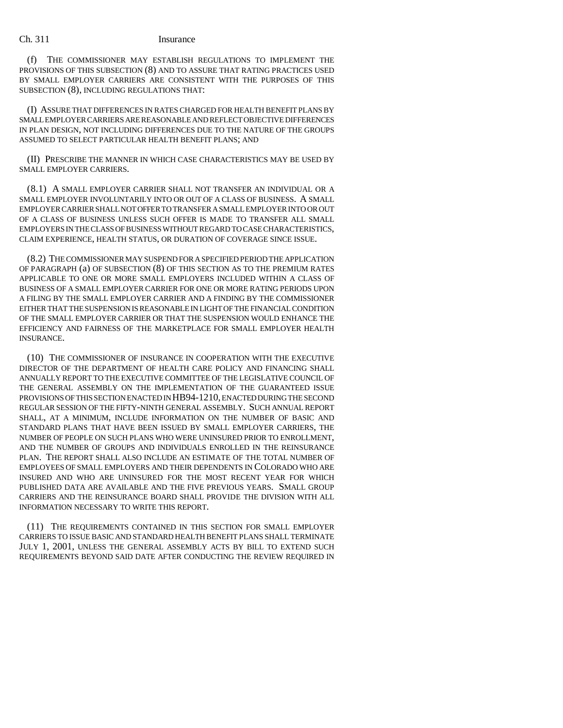(f) THE COMMISSIONER MAY ESTABLISH REGULATIONS TO IMPLEMENT THE PROVISIONS OF THIS SUBSECTION (8) AND TO ASSURE THAT RATING PRACTICES USED BY SMALL EMPLOYER CARRIERS ARE CONSISTENT WITH THE PURPOSES OF THIS SUBSECTION (8), INCLUDING REGULATIONS THAT:

(I) ASSURE THAT DIFFERENCES IN RATES CHARGED FOR HEALTH BENEFIT PLANS BY SMALL EMPLOYER CARRIERS ARE REASONABLE AND REFLECT OBJECTIVE DIFFERENCES IN PLAN DESIGN, NOT INCLUDING DIFFERENCES DUE TO THE NATURE OF THE GROUPS ASSUMED TO SELECT PARTICULAR HEALTH BENEFIT PLANS; AND

(II) PRESCRIBE THE MANNER IN WHICH CASE CHARACTERISTICS MAY BE USED BY SMALL EMPLOYER CARRIERS.

(8.1) A SMALL EMPLOYER CARRIER SHALL NOT TRANSFER AN INDIVIDUAL OR A SMALL EMPLOYER INVOLUNTARILY INTO OR OUT OF A CLASS OF BUSINESS. A SMALL EMPLOYER CARRIER SHALL NOT OFFER TO TRANSFER A SMALL EMPLOYER INTO OR OUT OF A CLASS OF BUSINESS UNLESS SUCH OFFER IS MADE TO TRANSFER ALL SMALL EMPLOYERS IN THE CLASS OF BUSINESS WITHOUT REGARD TO CASE CHARACTERISTICS, CLAIM EXPERIENCE, HEALTH STATUS, OR DURATION OF COVERAGE SINCE ISSUE.

(8.2) THE COMMISSIONER MAY SUSPEND FOR A SPECIFIED PERIOD THE APPLICATION OF PARAGRAPH (a) OF SUBSECTION (8) OF THIS SECTION AS TO THE PREMIUM RATES APPLICABLE TO ONE OR MORE SMALL EMPLOYERS INCLUDED WITHIN A CLASS OF BUSINESS OF A SMALL EMPLOYER CARRIER FOR ONE OR MORE RATING PERIODS UPON A FILING BY THE SMALL EMPLOYER CARRIER AND A FINDING BY THE COMMISSIONER EITHER THAT THE SUSPENSION IS REASONABLE IN LIGHT OF THE FINANCIAL CONDITION OF THE SMALL EMPLOYER CARRIER OR THAT THE SUSPENSION WOULD ENHANCE THE EFFICIENCY AND FAIRNESS OF THE MARKETPLACE FOR SMALL EMPLOYER HEALTH INSURANCE.

(10) THE COMMISSIONER OF INSURANCE IN COOPERATION WITH THE EXECUTIVE DIRECTOR OF THE DEPARTMENT OF HEALTH CARE POLICY AND FINANCING SHALL ANNUALLY REPORT TO THE EXECUTIVE COMMITTEE OF THE LEGISLATIVE COUNCIL OF THE GENERAL ASSEMBLY ON THE IMPLEMENTATION OF THE GUARANTEED ISSUE PROVISIONS OF THIS SECTION ENACTED IN HB94-1210, ENACTED DURING THE SECOND REGULAR SESSION OF THE FIFTY-NINTH GENERAL ASSEMBLY. SUCH ANNUAL REPORT SHALL, AT A MINIMUM, INCLUDE INFORMATION ON THE NUMBER OF BASIC AND STANDARD PLANS THAT HAVE BEEN ISSUED BY SMALL EMPLOYER CARRIERS, THE NUMBER OF PEOPLE ON SUCH PLANS WHO WERE UNINSURED PRIOR TO ENROLLMENT, AND THE NUMBER OF GROUPS AND INDIVIDUALS ENROLLED IN THE REINSURANCE PLAN. THE REPORT SHALL ALSO INCLUDE AN ESTIMATE OF THE TOTAL NUMBER OF EMPLOYEES OF SMALL EMPLOYERS AND THEIR DEPENDENTS IN COLORADO WHO ARE INSURED AND WHO ARE UNINSURED FOR THE MOST RECENT YEAR FOR WHICH PUBLISHED DATA ARE AVAILABLE AND THE FIVE PREVIOUS YEARS. SMALL GROUP CARRIERS AND THE REINSURANCE BOARD SHALL PROVIDE THE DIVISION WITH ALL INFORMATION NECESSARY TO WRITE THIS REPORT.

(11) THE REQUIREMENTS CONTAINED IN THIS SECTION FOR SMALL EMPLOYER CARRIERS TO ISSUE BASIC AND STANDARD HEALTH BENEFIT PLANS SHALL TERMINATE JULY 1, 2001, UNLESS THE GENERAL ASSEMBLY ACTS BY BILL TO EXTEND SUCH REQUIREMENTS BEYOND SAID DATE AFTER CONDUCTING THE REVIEW REQUIRED IN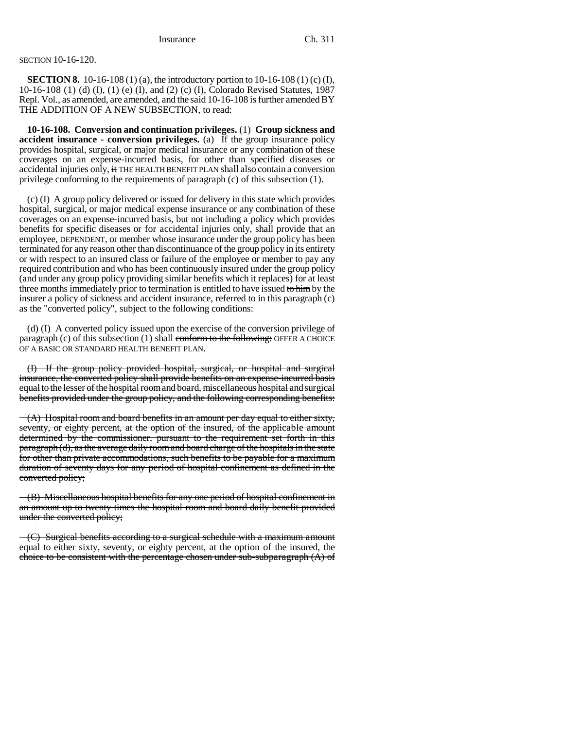SECTION 10-16-120.

**SECTION 8.** 10-16-108 (1) (a), the introductory portion to 10-16-108 (1) (c) (I), 10-16-108 (1) (d) (I), (1) (e) (I), and (2) (c) (I), Colorado Revised Statutes, 1987 Repl. Vol., as amended, are amended, and the said 10-16-108 is further amended BY THE ADDITION OF A NEW SUBSECTION, to read:

**10-16-108. Conversion and continuation privileges.** (1) **Group sickness and accident insurance - conversion privileges.** (a) If the group insurance policy provides hospital, surgical, or major medical insurance or any combination of these coverages on an expense-incurred basis, for other than specified diseases or accidental injuries only, ~~it~~ THE HEALTH BENEFIT PLAN shall also contain a conversion privilege conforming to the requirements of paragraph (c) of this subsection (1).

(c) (I) A group policy delivered or issued for delivery in this state which provides hospital, surgical, or major medical expense insurance or any combination of these coverages on an expense-incurred basis, but not including a policy which provides benefits for specific diseases or for accidental injuries only, shall provide that an employee, DEPENDENT, or member whose insurance under the group policy has been terminated for any reason other than discontinuance of the group policy in its entirety or with respect to an insured class or failure of the employee or member to pay any required contribution and who has been continuously insured under the group policy (and under any group policy providing similar benefits which it replaces) for at least three months immediately prior to termination is entitled to have issued ~~to him~~ by the insurer a policy of sickness and accident insurance, referred to in this paragraph (c) as the "converted policy", subject to the following conditions:

(d) (I) A converted policy issued upon the exercise of the conversion privilege of paragraph (c) of this subsection (1) shall ~~conform to the following:~~ OFFER A CHOICE OF A BASIC OR STANDARD HEALTH BENEFIT PLAN.

~~(I) If the group policy provided hospital, surgical, or hospital and surgical insurance, the converted policy shall provide benefits on an expense-incurred basis equal to the lesser of the hospital room and board, miscellaneous hospital and surgical benefits provided under the group policy, and the following corresponding benefits:~~

~~(A) Hospital room and board benefits in an amount per day equal to either sixty, seventy, or eighty percent, at the option of the insured, of the applicable amount determined by the commissioner, pursuant to the requirement set forth in this paragraph (d), as the average daily room and board charge of the hospitals in the state for other than private accommodations, such benefits to be payable for a maximum duration of seventy days for any period of hospital confinement as defined in the converted policy;~~

~~(B) Miscellaneous hospital benefits for any one period of hospital confinement in an amount up to twenty times the hospital room and board daily benefit provided under the converted policy;~~

~~(C) Surgical benefits according to a surgical schedule with a maximum amount equal to either sixty, seventy, or eighty percent, at the option of the insured, the choice to be consistent with the percentage chosen under sub-subparagraph (A) of~~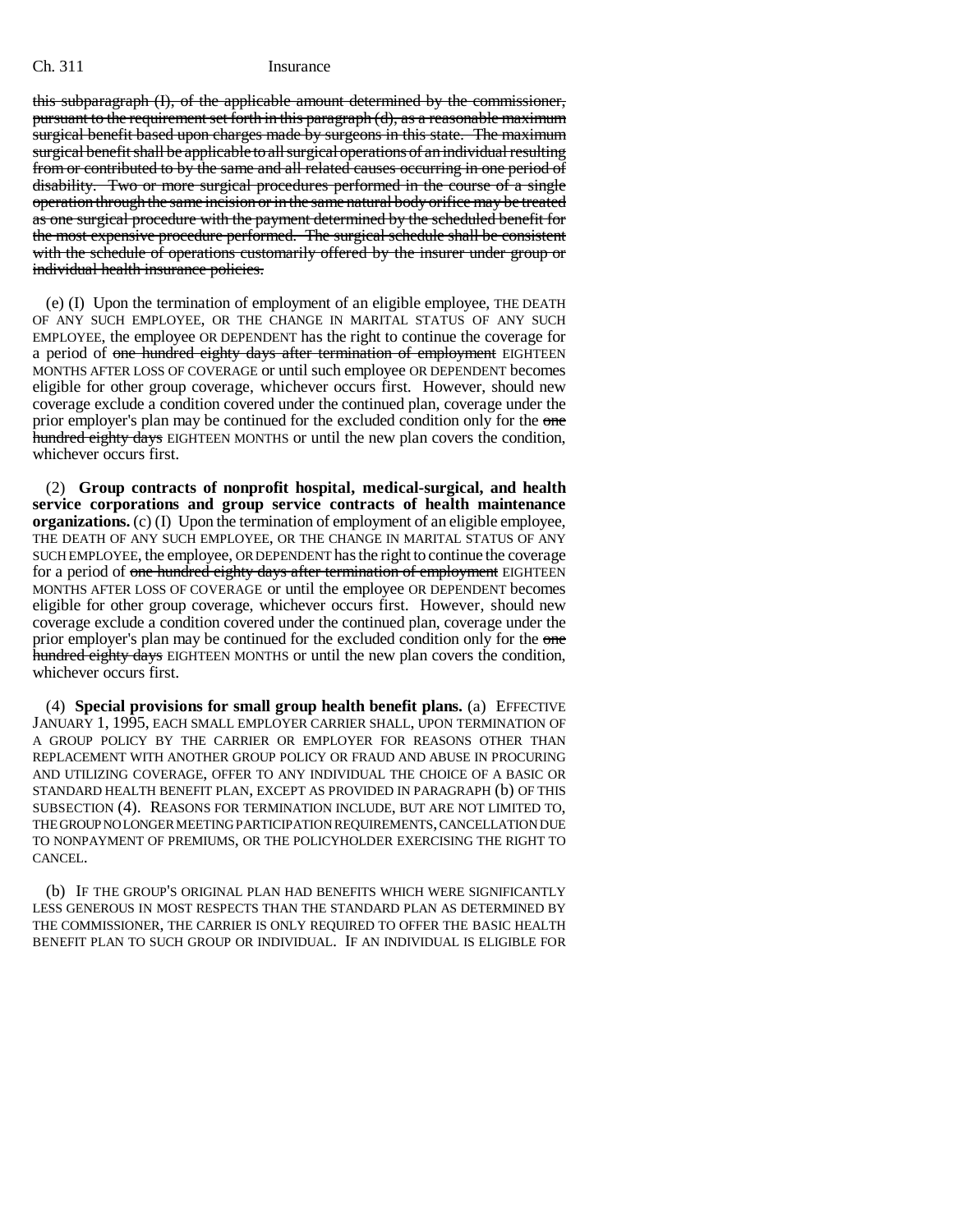this subparagraph (I), of the applicable amount determined by the commissioner, pursuant to the requirement set forth in this paragraph (d), as a reasonable maximum surgical benefit based upon charges made by surgeons in this state. The maximum surgical benefit shall be applicable to all surgical operations of an individual resulting from or contributed to by the same and all related causes occurring in one period of disability. Two or more surgical procedures performed in the course of a single operation through the same incision or in the same natural body orifice may be treated as one surgical procedure with the payment determined by the scheduled benefit for the most expensive procedure performed. The surgical schedule shall be consistent with the schedule of operations customarily offered by the insurer under group or individual health insurance policies.

(e) (I) Upon the termination of employment of an eligible employee, THE DEATH OF ANY SUCH EMPLOYEE, OR THE CHANGE IN MARITAL STATUS OF ANY SUCH EMPLOYEE, the employee OR DEPENDENT has the right to continue the coverage for a period of ~~one hundred eighty days after termination of employment~~ EIGHTEEN MONTHS AFTER LOSS OF COVERAGE or until such employee OR DEPENDENT becomes eligible for other group coverage, whichever occurs first. However, should new coverage exclude a condition covered under the continued plan, coverage under the prior employer's plan may be continued for the excluded condition only for the ~~one hundred eighty days~~ EIGHTEEN MONTHS or until the new plan covers the condition, whichever occurs first.

(2) **Group contracts of nonprofit hospital, medical-surgical, and health service corporations and group service contracts of health maintenance organizations.** (c) (I) Upon the termination of employment of an eligible employee, THE DEATH OF ANY SUCH EMPLOYEE, OR THE CHANGE IN MARITAL STATUS OF ANY SUCH EMPLOYEE, the employee, OR DEPENDENT has the right to continue the coverage for a period of ~~one hundred eighty days after termination of employment~~ EIGHTEEN MONTHS AFTER LOSS OF COVERAGE or until the employee OR DEPENDENT becomes eligible for other group coverage, whichever occurs first. However, should new coverage exclude a condition covered under the continued plan, coverage under the prior employer's plan may be continued for the excluded condition only for the ~~one hundred eighty days~~ EIGHTEEN MONTHS or until the new plan covers the condition, whichever occurs first.

(4) **Special provisions for small group health benefit plans.** (a) EFFECTIVE JANUARY 1, 1995, EACH SMALL EMPLOYER CARRIER SHALL, UPON TERMINATION OF A GROUP POLICY BY THE CARRIER OR EMPLOYER FOR REASONS OTHER THAN REPLACEMENT WITH ANOTHER GROUP POLICY OR FRAUD AND ABUSE IN PROCURING AND UTILIZING COVERAGE, OFFER TO ANY INDIVIDUAL THE CHOICE OF A BASIC OR STANDARD HEALTH BENEFIT PLAN, EXCEPT AS PROVIDED IN PARAGRAPH (b) OF THIS SUBSECTION (4). REASONS FOR TERMINATION INCLUDE, BUT ARE NOT LIMITED TO, THE GROUP NO LONGER MEETING PARTICIPATION REQUIREMENTS, CANCELLATION DUE TO NONPAYMENT OF PREMIUMS, OR THE POLICYHOLDER EXERCISING THE RIGHT TO CANCEL.

(b) IF THE GROUP'S ORIGINAL PLAN HAD BENEFITS WHICH WERE SIGNIFICANTLY LESS GENEROUS IN MOST RESPECTS THAN THE STANDARD PLAN AS DETERMINED BY THE COMMISSIONER, THE CARRIER IS ONLY REQUIRED TO OFFER THE BASIC HEALTH BENEFIT PLAN TO SUCH GROUP OR INDIVIDUAL. IF AN INDIVIDUAL IS ELIGIBLE FOR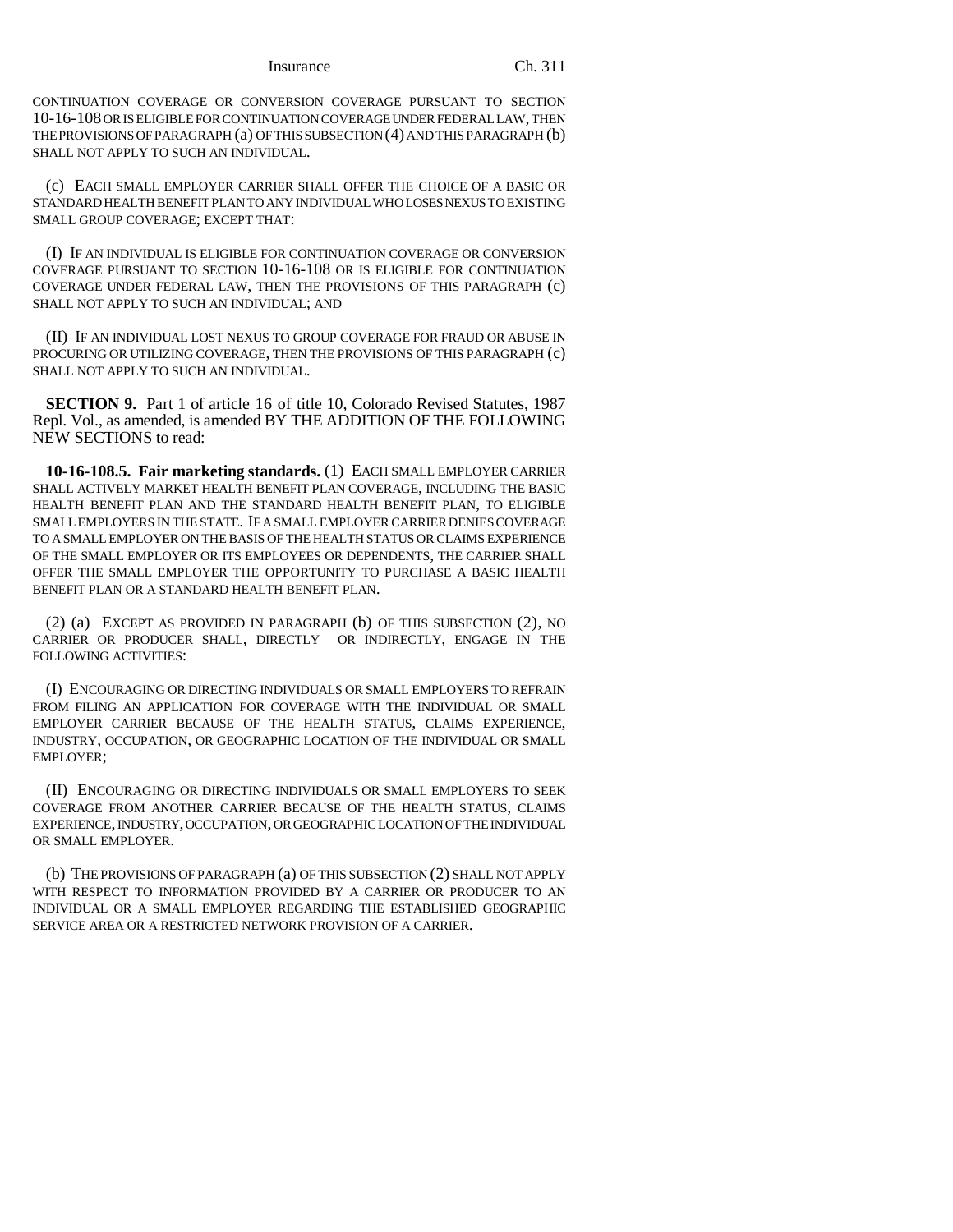CONTINUATION COVERAGE OR CONVERSION COVERAGE PURSUANT TO SECTION 10-16-108 OR IS ELIGIBLE FOR CONTINUATION COVERAGE UNDER FEDERAL LAW, THEN THE PROVISIONS OF PARAGRAPH (a) OF THIS SUBSECTION (4) AND THIS PARAGRAPH (b) SHALL NOT APPLY TO SUCH AN INDIVIDUAL.

(c) EACH SMALL EMPLOYER CARRIER SHALL OFFER THE CHOICE OF A BASIC OR STANDARD HEALTH BENEFIT PLAN TO ANY INDIVIDUAL WHO LOSES NEXUS TO EXISTING SMALL GROUP COVERAGE; EXCEPT THAT:

(I) IF AN INDIVIDUAL IS ELIGIBLE FOR CONTINUATION COVERAGE OR CONVERSION COVERAGE PURSUANT TO SECTION 10-16-108 OR IS ELIGIBLE FOR CONTINUATION COVERAGE UNDER FEDERAL LAW, THEN THE PROVISIONS OF THIS PARAGRAPH (c) SHALL NOT APPLY TO SUCH AN INDIVIDUAL; AND

(II) IF AN INDIVIDUAL LOST NEXUS TO GROUP COVERAGE FOR FRAUD OR ABUSE IN PROCURING OR UTILIZING COVERAGE, THEN THE PROVISIONS OF THIS PARAGRAPH (c) SHALL NOT APPLY TO SUCH AN INDIVIDUAL.

**SECTION 9.** Part 1 of article 16 of title 10, Colorado Revised Statutes, 1987 Repl. Vol., as amended, is amended BY THE ADDITION OF THE FOLLOWING NEW SECTIONS to read:

**10-16-108.5. Fair marketing standards.** (1) EACH SMALL EMPLOYER CARRIER SHALL ACTIVELY MARKET HEALTH BENEFIT PLAN COVERAGE, INCLUDING THE BASIC HEALTH BENEFIT PLAN AND THE STANDARD HEALTH BENEFIT PLAN, TO ELIGIBLE SMALL EMPLOYERS IN THE STATE. IF A SMALL EMPLOYER CARRIER DENIES COVERAGE TO A SMALL EMPLOYER ON THE BASIS OF THE HEALTH STATUS OR CLAIMS EXPERIENCE OF THE SMALL EMPLOYER OR ITS EMPLOYEES OR DEPENDENTS, THE CARRIER SHALL OFFER THE SMALL EMPLOYER THE OPPORTUNITY TO PURCHASE A BASIC HEALTH BENEFIT PLAN OR A STANDARD HEALTH BENEFIT PLAN.

(2) (a) EXCEPT AS PROVIDED IN PARAGRAPH (b) OF THIS SUBSECTION (2), NO CARRIER OR PRODUCER SHALL, DIRECTLY OR INDIRECTLY, ENGAGE IN THE FOLLOWING ACTIVITIES:

(I) ENCOURAGING OR DIRECTING INDIVIDUALS OR SMALL EMPLOYERS TO REFRAIN FROM FILING AN APPLICATION FOR COVERAGE WITH THE INDIVIDUAL OR SMALL EMPLOYER CARRIER BECAUSE OF THE HEALTH STATUS, CLAIMS EXPERIENCE, INDUSTRY, OCCUPATION, OR GEOGRAPHIC LOCATION OF THE INDIVIDUAL OR SMALL EMPLOYER;

(II) ENCOURAGING OR DIRECTING INDIVIDUALS OR SMALL EMPLOYERS TO SEEK COVERAGE FROM ANOTHER CARRIER BECAUSE OF THE HEALTH STATUS, CLAIMS EXPERIENCE, INDUSTRY, OCCUPATION, OR GEOGRAPHIC LOCATION OF THE INDIVIDUAL OR SMALL EMPLOYER.

(b) THE PROVISIONS OF PARAGRAPH (a) OF THIS SUBSECTION (2) SHALL NOT APPLY WITH RESPECT TO INFORMATION PROVIDED BY A CARRIER OR PRODUCER TO AN INDIVIDUAL OR A SMALL EMPLOYER REGARDING THE ESTABLISHED GEOGRAPHIC SERVICE AREA OR A RESTRICTED NETWORK PROVISION OF A CARRIER.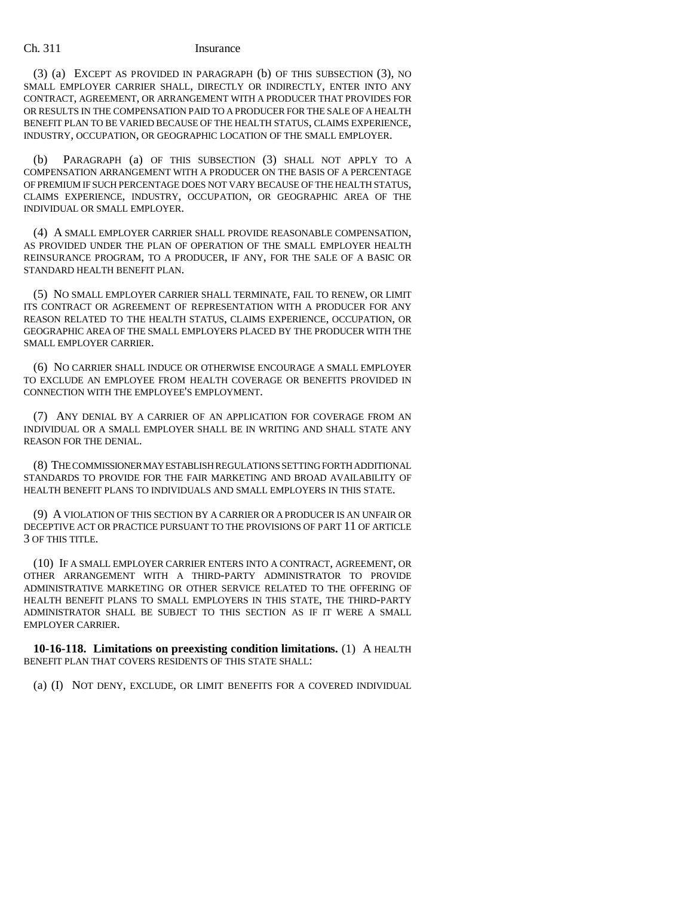(3) (a) EXCEPT AS PROVIDED IN PARAGRAPH (b) OF THIS SUBSECTION (3), NO SMALL EMPLOYER CARRIER SHALL, DIRECTLY OR INDIRECTLY, ENTER INTO ANY CONTRACT, AGREEMENT, OR ARRANGEMENT WITH A PRODUCER THAT PROVIDES FOR OR RESULTS IN THE COMPENSATION PAID TO A PRODUCER FOR THE SALE OF A HEALTH BENEFIT PLAN TO BE VARIED BECAUSE OF THE HEALTH STATUS, CLAIMS EXPERIENCE, INDUSTRY, OCCUPATION, OR GEOGRAPHIC LOCATION OF THE SMALL EMPLOYER.

(b) PARAGRAPH (a) OF THIS SUBSECTION (3) SHALL NOT APPLY TO A COMPENSATION ARRANGEMENT WITH A PRODUCER ON THE BASIS OF A PERCENTAGE OF PREMIUM IF SUCH PERCENTAGE DOES NOT VARY BECAUSE OF THE HEALTH STATUS, CLAIMS EXPERIENCE, INDUSTRY, OCCUPATION, OR GEOGRAPHIC AREA OF THE INDIVIDUAL OR SMALL EMPLOYER.

(4) A SMALL EMPLOYER CARRIER SHALL PROVIDE REASONABLE COMPENSATION, AS PROVIDED UNDER THE PLAN OF OPERATION OF THE SMALL EMPLOYER HEALTH REINSURANCE PROGRAM, TO A PRODUCER, IF ANY, FOR THE SALE OF A BASIC OR STANDARD HEALTH BENEFIT PLAN.

(5) NO SMALL EMPLOYER CARRIER SHALL TERMINATE, FAIL TO RENEW, OR LIMIT ITS CONTRACT OR AGREEMENT OF REPRESENTATION WITH A PRODUCER FOR ANY REASON RELATED TO THE HEALTH STATUS, CLAIMS EXPERIENCE, OCCUPATION, OR GEOGRAPHIC AREA OF THE SMALL EMPLOYERS PLACED BY THE PRODUCER WITH THE SMALL EMPLOYER CARRIER.

(6) NO CARRIER SHALL INDUCE OR OTHERWISE ENCOURAGE A SMALL EMPLOYER TO EXCLUDE AN EMPLOYEE FROM HEALTH COVERAGE OR BENEFITS PROVIDED IN CONNECTION WITH THE EMPLOYEE'S EMPLOYMENT.

(7) ANY DENIAL BY A CARRIER OF AN APPLICATION FOR COVERAGE FROM AN INDIVIDUAL OR A SMALL EMPLOYER SHALL BE IN WRITING AND SHALL STATE ANY REASON FOR THE DENIAL.

(8) THE COMMISSIONER MAY ESTABLISH REGULATIONS SETTING FORTH ADDITIONAL STANDARDS TO PROVIDE FOR THE FAIR MARKETING AND BROAD AVAILABILITY OF HEALTH BENEFIT PLANS TO INDIVIDUALS AND SMALL EMPLOYERS IN THIS STATE.

(9) A VIOLATION OF THIS SECTION BY A CARRIER OR A PRODUCER IS AN UNFAIR OR DECEPTIVE ACT OR PRACTICE PURSUANT TO THE PROVISIONS OF PART 11 OF ARTICLE 3 OF THIS TITLE.

(10) IF A SMALL EMPLOYER CARRIER ENTERS INTO A CONTRACT, AGREEMENT, OR OTHER ARRANGEMENT WITH A THIRD-PARTY ADMINISTRATOR TO PROVIDE ADMINISTRATIVE MARKETING OR OTHER SERVICE RELATED TO THE OFFERING OF HEALTH BENEFIT PLANS TO SMALL EMPLOYERS IN THIS STATE, THE THIRD-PARTY ADMINISTRATOR SHALL BE SUBJECT TO THIS SECTION AS IF IT WERE A SMALL EMPLOYER CARRIER.

**10-16-118. Limitations on preexisting condition limitations.** (1) A HEALTH BENEFIT PLAN THAT COVERS RESIDENTS OF THIS STATE SHALL:

(a) (I) NOT DENY, EXCLUDE, OR LIMIT BENEFITS FOR A COVERED INDIVIDUAL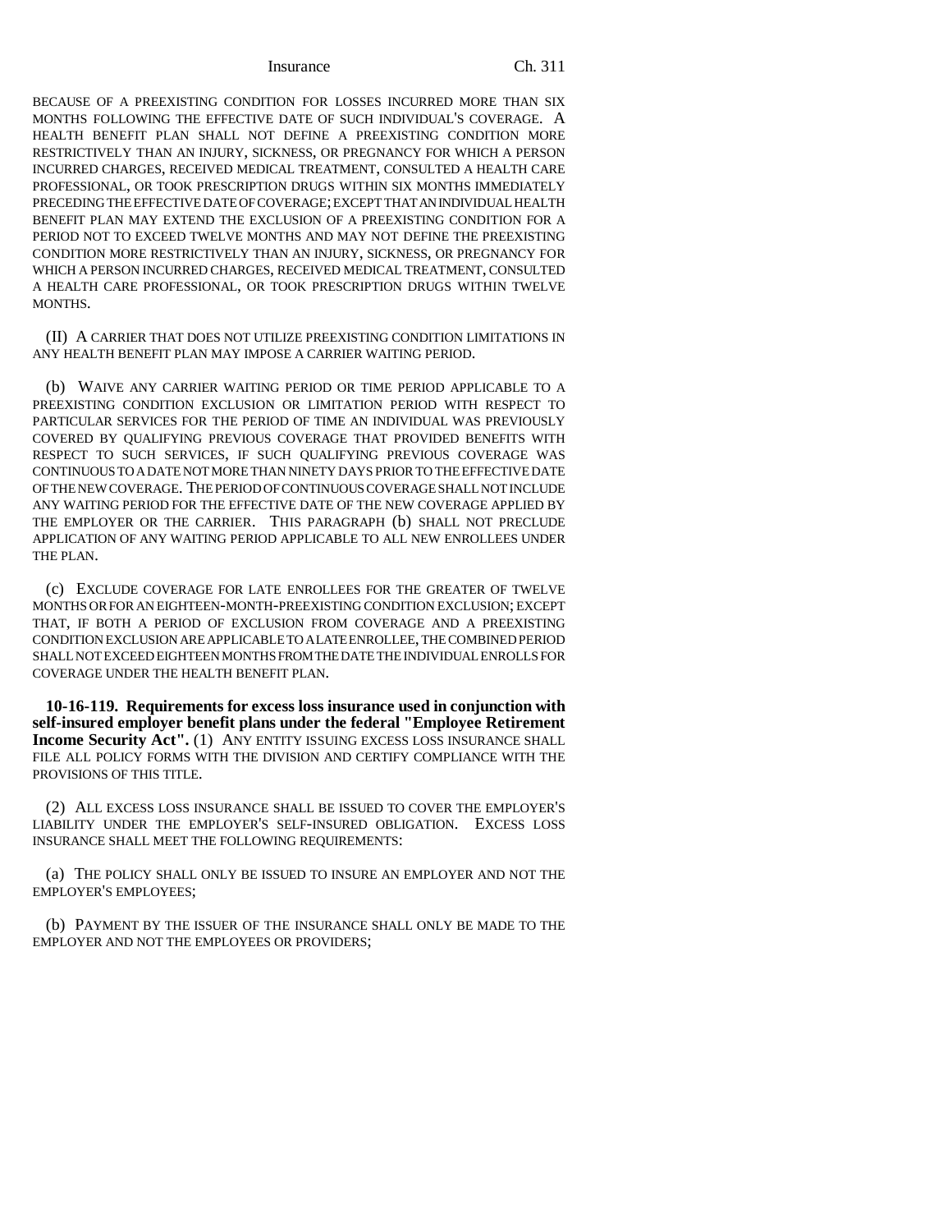BECAUSE OF A PREEXISTING CONDITION FOR LOSSES INCURRED MORE THAN SIX MONTHS FOLLOWING THE EFFECTIVE DATE OF SUCH INDIVIDUAL'S COVERAGE. A HEALTH BENEFIT PLAN SHALL NOT DEFINE A PREEXISTING CONDITION MORE RESTRICTIVELY THAN AN INJURY, SICKNESS, OR PREGNANCY FOR WHICH A PERSON INCURRED CHARGES, RECEIVED MEDICAL TREATMENT, CONSULTED A HEALTH CARE PROFESSIONAL, OR TOOK PRESCRIPTION DRUGS WITHIN SIX MONTHS IMMEDIATELY PRECEDING THE EFFECTIVE DATE OF COVERAGE; EXCEPT THAT AN INDIVIDUAL HEALTH BENEFIT PLAN MAY EXTEND THE EXCLUSION OF A PREEXISTING CONDITION FOR A PERIOD NOT TO EXCEED TWELVE MONTHS AND MAY NOT DEFINE THE PREEXISTING CONDITION MORE RESTRICTIVELY THAN AN INJURY, SICKNESS, OR PREGNANCY FOR WHICH A PERSON INCURRED CHARGES, RECEIVED MEDICAL TREATMENT, CONSULTED A HEALTH CARE PROFESSIONAL, OR TOOK PRESCRIPTION DRUGS WITHIN TWELVE MONTHS.

(II) A CARRIER THAT DOES NOT UTILIZE PREEXISTING CONDITION LIMITATIONS IN ANY HEALTH BENEFIT PLAN MAY IMPOSE A CARRIER WAITING PERIOD.

(b) WAIVE ANY CARRIER WAITING PERIOD OR TIME PERIOD APPLICABLE TO A PREEXISTING CONDITION EXCLUSION OR LIMITATION PERIOD WITH RESPECT TO PARTICULAR SERVICES FOR THE PERIOD OF TIME AN INDIVIDUAL WAS PREVIOUSLY COVERED BY QUALIFYING PREVIOUS COVERAGE THAT PROVIDED BENEFITS WITH RESPECT TO SUCH SERVICES, IF SUCH QUALIFYING PREVIOUS COVERAGE WAS CONTINUOUS TO A DATE NOT MORE THAN NINETY DAYS PRIOR TO THE EFFECTIVE DATE OF THE NEW COVERAGE. THE PERIOD OF CONTINUOUS COVERAGE SHALL NOT INCLUDE ANY WAITING PERIOD FOR THE EFFECTIVE DATE OF THE NEW COVERAGE APPLIED BY THE EMPLOYER OR THE CARRIER. THIS PARAGRAPH (b) SHALL NOT PRECLUDE APPLICATION OF ANY WAITING PERIOD APPLICABLE TO ALL NEW ENROLLEES UNDER THE PLAN.

(c) EXCLUDE COVERAGE FOR LATE ENROLLEES FOR THE GREATER OF TWELVE MONTHS OR FOR AN EIGHTEEN-MONTH-PREEXISTING CONDITION EXCLUSION; EXCEPT THAT, IF BOTH A PERIOD OF EXCLUSION FROM COVERAGE AND A PREEXISTING CONDITION EXCLUSION ARE APPLICABLE TO A LATE ENROLLEE, THE COMBINED PERIOD SHALL NOT EXCEED EIGHTEEN MONTHS FROM THE DATE THE INDIVIDUAL ENROLLS FOR COVERAGE UNDER THE HEALTH BENEFIT PLAN.

**10-16-119. Requirements for excess loss insurance used in conjunction with self-insured employer benefit plans under the federal "Employee Retirement Income Security Act".** (1) ANY ENTITY ISSUING EXCESS LOSS INSURANCE SHALL FILE ALL POLICY FORMS WITH THE DIVISION AND CERTIFY COMPLIANCE WITH THE PROVISIONS OF THIS TITLE.

(2) ALL EXCESS LOSS INSURANCE SHALL BE ISSUED TO COVER THE EMPLOYER'S LIABILITY UNDER THE EMPLOYER'S SELF-INSURED OBLIGATION. EXCESS LOSS INSURANCE SHALL MEET THE FOLLOWING REQUIREMENTS:

(a) THE POLICY SHALL ONLY BE ISSUED TO INSURE AN EMPLOYER AND NOT THE EMPLOYER'S EMPLOYEES;

(b) PAYMENT BY THE ISSUER OF THE INSURANCE SHALL ONLY BE MADE TO THE EMPLOYER AND NOT THE EMPLOYEES OR PROVIDERS;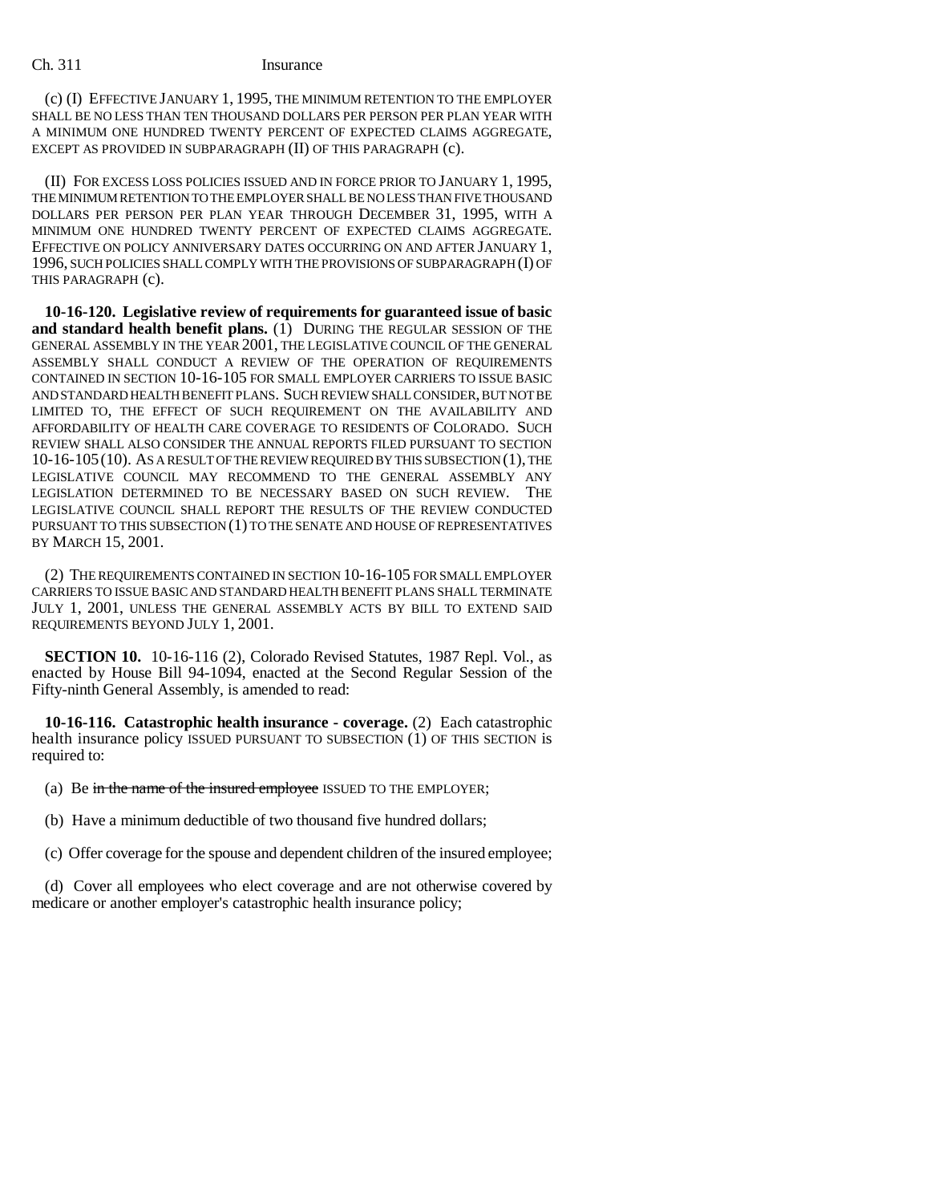(c) (I) EFFECTIVE JANUARY 1, 1995, THE MINIMUM RETENTION TO THE EMPLOYER SHALL BE NO LESS THAN TEN THOUSAND DOLLARS PER PERSON PER PLAN YEAR WITH A MINIMUM ONE HUNDRED TWENTY PERCENT OF EXPECTED CLAIMS AGGREGATE, EXCEPT AS PROVIDED IN SUBPARAGRAPH (II) OF THIS PARAGRAPH (c).

(II) FOR EXCESS LOSS POLICIES ISSUED AND IN FORCE PRIOR TO JANUARY 1, 1995, THE MINIMUM RETENTION TO THE EMPLOYER SHALL BE NO LESS THAN FIVE THOUSAND DOLLARS PER PERSON PER PLAN YEAR THROUGH DECEMBER 31, 1995, WITH A MINIMUM ONE HUNDRED TWENTY PERCENT OF EXPECTED CLAIMS AGGREGATE. EFFECTIVE ON POLICY ANNIVERSARY DATES OCCURRING ON AND AFTER JANUARY 1, 1996, SUCH POLICIES SHALL COMPLY WITH THE PROVISIONS OF SUBPARAGRAPH (I) OF THIS PARAGRAPH (c).

**10-16-120. Legislative review of requirements for guaranteed issue of basic and standard health benefit plans.** (1) DURING THE REGULAR SESSION OF THE GENERAL ASSEMBLY IN THE YEAR 2001, THE LEGISLATIVE COUNCIL OF THE GENERAL ASSEMBLY SHALL CONDUCT A REVIEW OF THE OPERATION OF REQUIREMENTS CONTAINED IN SECTION 10-16-105 FOR SMALL EMPLOYER CARRIERS TO ISSUE BASIC AND STANDARD HEALTH BENEFIT PLANS. SUCH REVIEW SHALL CONSIDER, BUT NOT BE LIMITED TO, THE EFFECT OF SUCH REQUIREMENT ON THE AVAILABILITY AND AFFORDABILITY OF HEALTH CARE COVERAGE TO RESIDENTS OF COLORADO. SUCH REVIEW SHALL ALSO CONSIDER THE ANNUAL REPORTS FILED PURSUANT TO SECTION 10-16-105 (10). AS A RESULT OF THE REVIEW REQUIRED BY THIS SUBSECTION (1), THE LEGISLATIVE COUNCIL MAY RECOMMEND TO THE GENERAL ASSEMBLY ANY LEGISLATION DETERMINED TO BE NECESSARY BASED ON SUCH REVIEW. THE LEGISLATIVE COUNCIL SHALL REPORT THE RESULTS OF THE REVIEW CONDUCTED PURSUANT TO THIS SUBSECTION (1) TO THE SENATE AND HOUSE OF REPRESENTATIVES BY MARCH 15, 2001.

(2) THE REQUIREMENTS CONTAINED IN SECTION 10-16-105 FOR SMALL EMPLOYER CARRIERS TO ISSUE BASIC AND STANDARD HEALTH BENEFIT PLANS SHALL TERMINATE JULY 1, 2001, UNLESS THE GENERAL ASSEMBLY ACTS BY BILL TO EXTEND SAID REQUIREMENTS BEYOND JULY 1, 2001.

**SECTION 10.** 10-16-116 (2), Colorado Revised Statutes, 1987 Repl. Vol., as enacted by House Bill 94-1094, enacted at the Second Regular Session of the Fifty-ninth General Assembly, is amended to read:

**10-16-116. Catastrophic health insurance - coverage.** (2) Each catastrophic health insurance policy ISSUED PURSUANT TO SUBSECTION (1) OF THIS SECTION is required to:

(a) Be ~~in the name of the insured employee~~ ISSUED TO THE EMPLOYER;

(b) Have a minimum deductible of two thousand five hundred dollars;

(c) Offer coverage for the spouse and dependent children of the insured employee;

(d) Cover all employees who elect coverage and are not otherwise covered by medicare or another employer's catastrophic health insurance policy;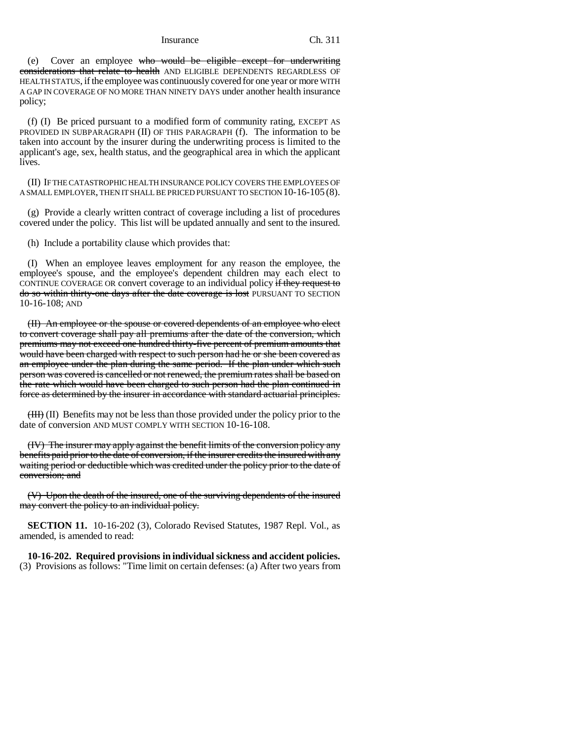(e) Cover an employee ~~who would be eligible except for underwriting considerations that relate to health~~ AND ELIGIBLE DEPENDENTS REGARDLESS OF HEALTH STATUS, if the employee was continuously covered for one year or more WITH A GAP IN COVERAGE OF NO MORE THAN NINETY DAYS under another health insurance policy;

(f) (I) Be priced pursuant to a modified form of community rating, EXCEPT AS PROVIDED IN SUBPARAGRAPH (II) OF THIS PARAGRAPH (f). The information to be taken into account by the insurer during the underwriting process is limited to the applicant's age, sex, health status, and the geographical area in which the applicant lives.

(II) IF THE CATASTROPHIC HEALTH INSURANCE POLICY COVERS THE EMPLOYEES OF A SMALL EMPLOYER, THEN IT SHALL BE PRICED PURSUANT TO SECTION 10-16-105 (8).

(g) Provide a clearly written contract of coverage including a list of procedures covered under the policy. This list will be updated annually and sent to the insured.

(h) Include a portability clause which provides that:

(I) When an employee leaves employment for any reason the employee, the employee's spouse, and the employee's dependent children may each elect to CONTINUE COVERAGE OR convert coverage to an individual policy ~~if they request to do so within thirty-one days after the date coverage is lost~~ PURSUANT TO SECTION 10-16-108; AND

~~(II) An employee or the spouse or covered dependents of an employee who elect to convert coverage shall pay all premiums after the date of the conversion, which premiums may not exceed one hundred thirty-five percent of premium amounts that would have been charged with respect to such person had he or she been covered as an employee under the plan during the same period. If the plan under which such person was covered is cancelled or not renewed, the premium rates shall be based on the rate which would have been charged to such person had the plan continued in force as determined by the insurer in accordance with standard actuarial principles.~~

~~(III)~~ (II) Benefits may not be less than those provided under the policy prior to the date of conversion AND MUST COMPLY WITH SECTION 10-16-108.

~~(IV) The insurer may apply against the benefit limits of the conversion policy any benefits paid prior to the date of conversion, if the insurer credits the insured with any waiting period or deductible which was credited under the policy prior to the date of conversion; and~~

~~(V) Upon the death of the insured, one of the surviving dependents of the insured may convert the policy to an individual policy.~~

**SECTION 11.** 10-16-202 (3), Colorado Revised Statutes, 1987 Repl. Vol., as amended, is amended to read:

**10-16-202. Required provisions in individual sickness and accident policies.** (3) Provisions as follows: "Time limit on certain defenses: (a) After two years from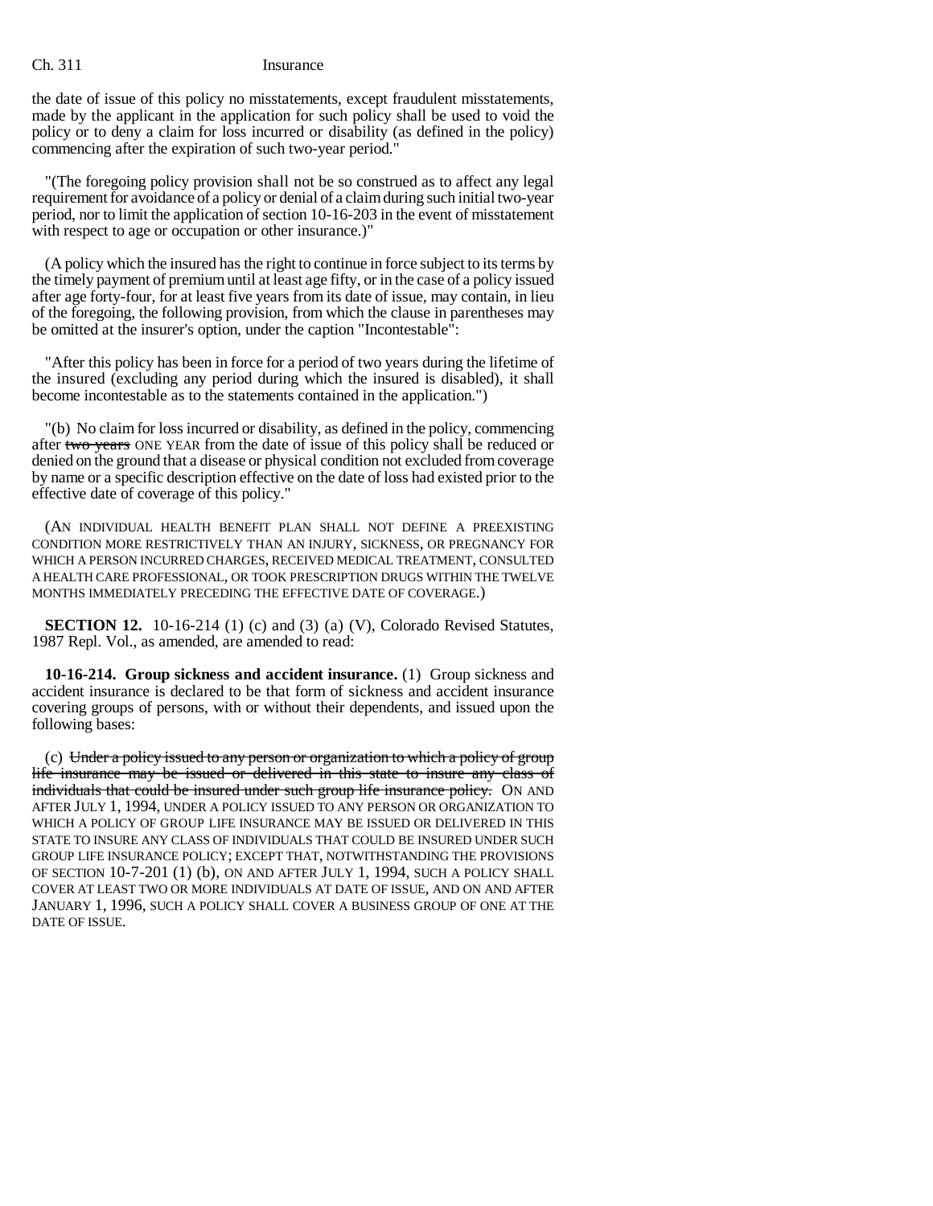the date of issue of this policy no misstatements, except fraudulent misstatements, made by the applicant in the application for such policy shall be used to void the policy or to deny a claim for loss incurred or disability (as defined in the policy) commencing after the expiration of such two-year period."

"(The foregoing policy provision shall not be so construed as to affect any legal requirement for avoidance of a policy or denial of a claim during such initial two-year period, nor to limit the application of section 10-16-203 in the event of misstatement with respect to age or occupation or other insurance.)"

(A policy which the insured has the right to continue in force subject to its terms by the timely payment of premium until at least age fifty, or in the case of a policy issued after age forty-four, for at least five years from its date of issue, may contain, in lieu of the foregoing, the following provision, from which the clause in parentheses may be omitted at the insurer's option, under the caption "Incontestable":

"After this policy has been in force for a period of two years during the lifetime of the insured (excluding any period during which the insured is disabled), it shall become incontestable as to the statements contained in the application.")

"(b) No claim for loss incurred or disability, as defined in the policy, commencing after ~~two years~~ ONE YEAR from the date of issue of this policy shall be reduced or denied on the ground that a disease or physical condition not excluded from coverage by name or a specific description effective on the date of loss had existed prior to the effective date of coverage of this policy."

(AN INDIVIDUAL HEALTH BENEFIT PLAN SHALL NOT DEFINE A PREEXISTING CONDITION MORE RESTRICTIVELY THAN AN INJURY, SICKNESS, OR PREGNANCY FOR WHICH A PERSON INCURRED CHARGES, RECEIVED MEDICAL TREATMENT, CONSULTED A HEALTH CARE PROFESSIONAL, OR TOOK PRESCRIPTION DRUGS WITHIN THE TWELVE MONTHS IMMEDIATELY PRECEDING THE EFFECTIVE DATE OF COVERAGE.)

**SECTION 12.** 10-16-214 (1) (c) and (3) (a) (V), Colorado Revised Statutes, 1987 Repl. Vol., as amended, are amended to read:

**10-16-214. Group sickness and accident insurance.** (1) Group sickness and accident insurance is declared to be that form of sickness and accident insurance covering groups of persons, with or without their dependents, and issued upon the following bases:

(c) ~~Under a policy issued to any person or organization to which a policy of group life insurance may be issued or delivered in this state to insure any class of individuals that could be insured under such group life insurance policy.~~ ON AND AFTER JULY 1, 1994, UNDER A POLICY ISSUED TO ANY PERSON OR ORGANIZATION TO WHICH A POLICY OF GROUP LIFE INSURANCE MAY BE ISSUED OR DELIVERED IN THIS STATE TO INSURE ANY CLASS OF INDIVIDUALS THAT COULD BE INSURED UNDER SUCH GROUP LIFE INSURANCE POLICY; EXCEPT THAT, NOTWITHSTANDING THE PROVISIONS OF SECTION 10-7-201 (1) (b), ON AND AFTER JULY 1, 1994, SUCH A POLICY SHALL COVER AT LEAST TWO OR MORE INDIVIDUALS AT DATE OF ISSUE, AND ON AND AFTER JANUARY 1, 1996, SUCH A POLICY SHALL COVER A BUSINESS GROUP OF ONE AT THE DATE OF ISSUE.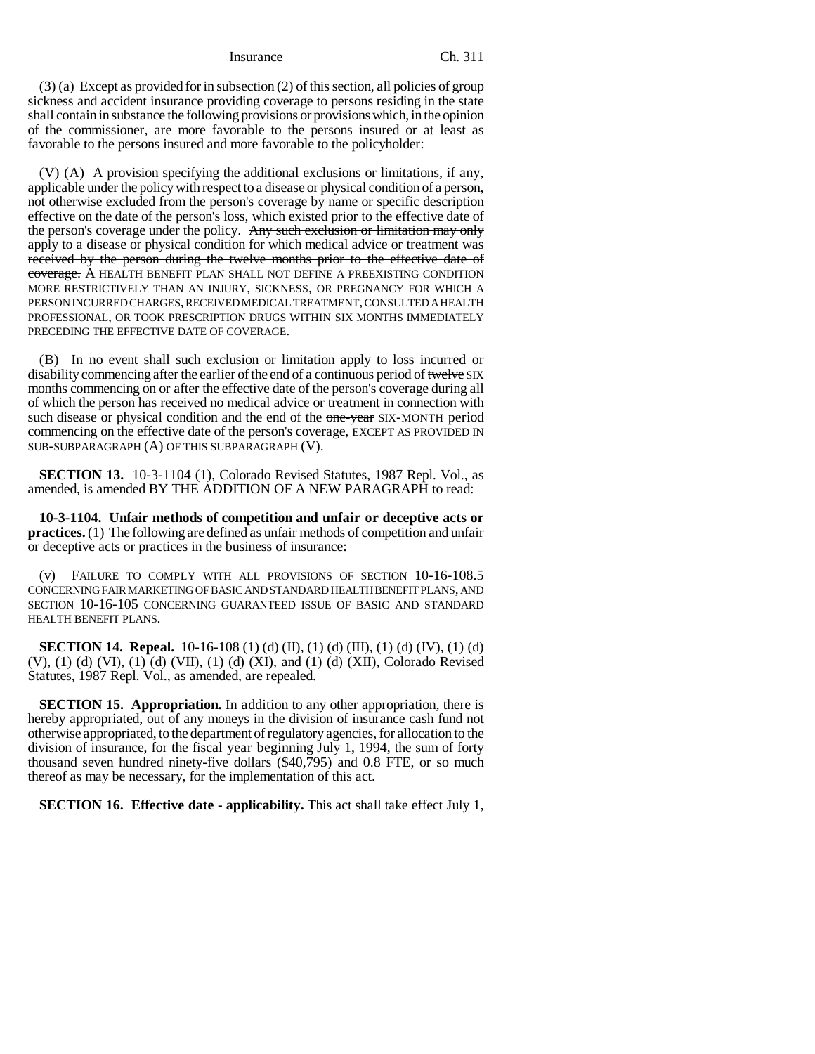(3) (a) Except as provided for in subsection (2) of this section, all policies of group sickness and accident insurance providing coverage to persons residing in the state shall contain in substance the following provisions or provisions which, in the opinion of the commissioner, are more favorable to the persons insured or at least as favorable to the persons insured and more favorable to the policyholder:

(V) (A) A provision specifying the additional exclusions or limitations, if any, applicable under the policy with respect to a disease or physical condition of a person, not otherwise excluded from the person's coverage by name or specific description effective on the date of the person's loss, which existed prior to the effective date of the person's coverage under the policy. ~~Any such exclusion or limitation may only apply to a disease or physical condition for which medical advice or treatment was received by the person during the twelve months prior to the effective date of coverage.~~ A HEALTH BENEFIT PLAN SHALL NOT DEFINE A PREEXISTING CONDITION MORE RESTRICTIVELY THAN AN INJURY, SICKNESS, OR PREGNANCY FOR WHICH A PERSON INCURRED CHARGES, RECEIVED MEDICAL TREATMENT, CONSULTED A HEALTH PROFESSIONAL, OR TOOK PRESCRIPTION DRUGS WITHIN SIX MONTHS IMMEDIATELY PRECEDING THE EFFECTIVE DATE OF COVERAGE.

(B) In no event shall such exclusion or limitation apply to loss incurred or disability commencing after the earlier of the end of a continuous period of ~~twelve~~ SIX months commencing on or after the effective date of the person's coverage during all of which the person has received no medical advice or treatment in connection with such disease or physical condition and the end of the ~~one-year~~ SIX-MONTH period commencing on the effective date of the person's coverage, EXCEPT AS PROVIDED IN SUB-SUBPARAGRAPH (A) OF THIS SUBPARAGRAPH (V).

**SECTION 13.** 10-3-1104 (1), Colorado Revised Statutes, 1987 Repl. Vol., as amended, is amended BY THE ADDITION OF A NEW PARAGRAPH to read:

**10-3-1104. Unfair methods of competition and unfair or deceptive acts or practices.** (1) The following are defined as unfair methods of competition and unfair or deceptive acts or practices in the business of insurance:

(v) FAILURE TO COMPLY WITH ALL PROVISIONS OF SECTION 10-16-108.5 CONCERNING FAIR MARKETING OF BASIC AND STANDARD HEALTH BENEFIT PLANS, AND SECTION 10-16-105 CONCERNING GUARANTEED ISSUE OF BASIC AND STANDARD HEALTH BENEFIT PLANS.

**SECTION 14. Repeal.** 10-16-108 (1) (d) (II), (1) (d) (III), (1) (d) (IV), (1) (d) (V), (1) (d) (VI), (1) (d) (VII), (1) (d) (XI), and (1) (d) (XII), Colorado Revised Statutes, 1987 Repl. Vol., as amended, are repealed.

**SECTION 15. Appropriation.** In addition to any other appropriation, there is hereby appropriated, out of any moneys in the division of insurance cash fund not otherwise appropriated, to the department of regulatory agencies, for allocation to the division of insurance, for the fiscal year beginning July 1, 1994, the sum of forty thousand seven hundred ninety-five dollars ($40,795) and 0.8 FTE, or so much thereof as may be necessary, for the implementation of this act.

**SECTION 16. Effective date - applicability.** This act shall take effect July 1,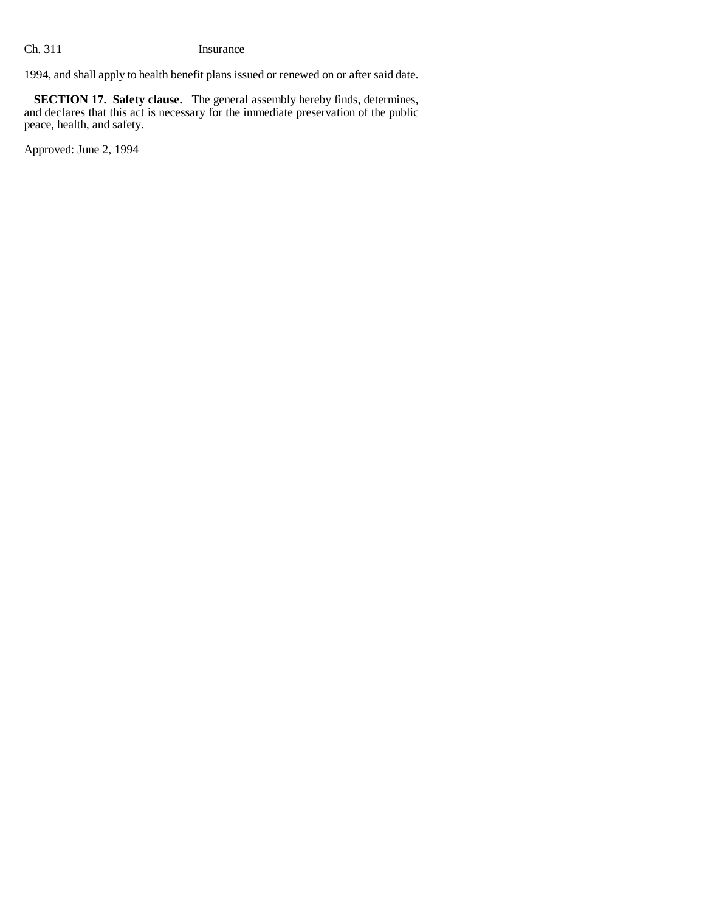1994, and shall apply to health benefit plans issued or renewed on or after said date.

**SECTION 17. Safety clause.** The general assembly hereby finds, determines, and declares that this act is necessary for the immediate preservation of the public peace, health, and safety.

Approved: June 2, 1994